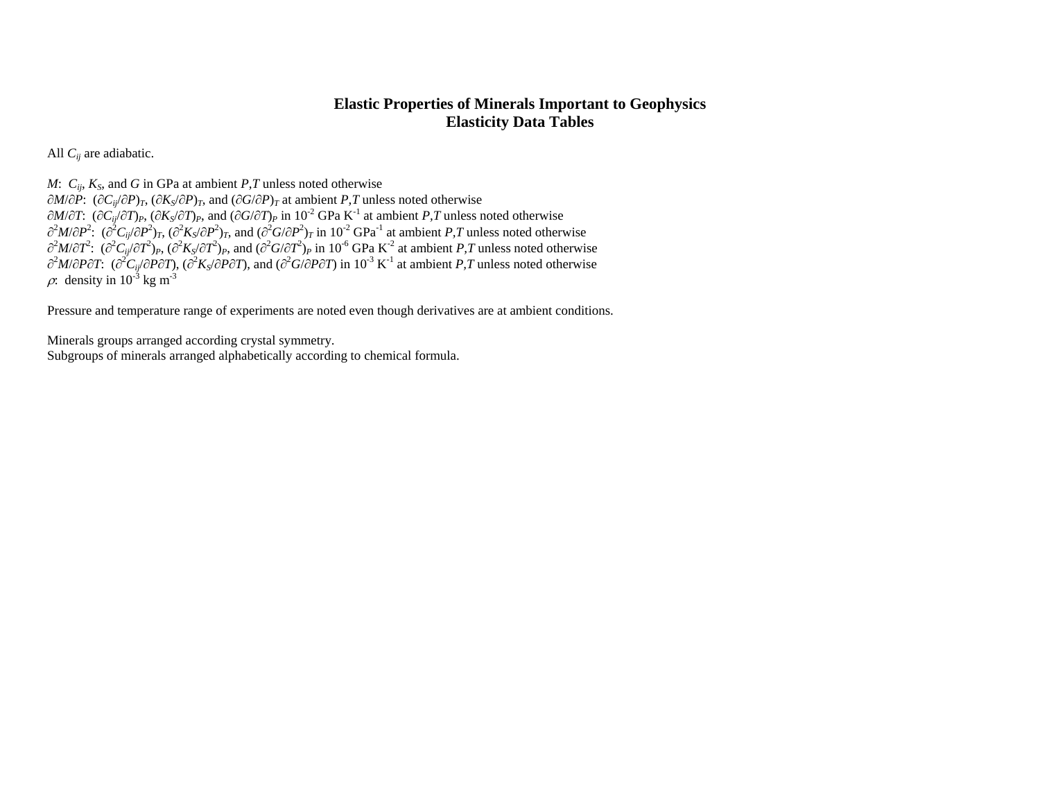# Elastic Properties of Minerals Important to Geophysics
## Elasticity Data Tables

All $C_{ij}$ are adiabatic.

$M$: $C_{ij}$, $K_S$, and $G$ in GPa at ambient $P$,$T$ unless noted otherwise
$\partial M/\partial P$: $(\partial C_{ij}/\partial P)_T$, $(\partial K_S/\partial P)_T$, and $(\partial G/\partial P)_T$ at ambient $P$,$T$ unless noted otherwise
$\partial M/\partial T$: $(\partial C_{ij}/\partial T)_P$, $(\partial K_S/\partial T)_P$, and $(\partial G/\partial T)_P$ in $10^{-2}$ GPa $K^{-1}$ at ambient $P$,$T$ unless noted otherwise
$\partial^2 M/\partial P^2$: $(\partial^2 C_{ij}/\partial P^2)_T$, $(\partial^2 K_S/\partial P^2)_T$, and $(\partial^2 G/\partial P^2)_T$ in $10^{-2}$ $GPa^{-1}$ at ambient $P$,$T$ unless noted otherwise
$\partial^2 M/\partial T^2$: $(\partial^2 C_{ij}/\partial T^2)_P$, $(\partial^2 K_S/\partial T^2)_P$, and $(\partial^2 G/\partial T^2)_P$ in $10^{-6}$ GPa $K^{-2}$ at ambient $P$,$T$ unless noted otherwise
$\partial^2 M/\partial P\partial T$: $(\partial^2 C_{ij}/\partial P\partial T)$, $(\partial^2 K_S/\partial P\partial T)$, and $(\partial^2 G/\partial P\partial T)$ in $10^{-3}$ $K^{-1}$ at ambient $P$,$T$ unless noted otherwise
$\rho$: density in $10^{-3}$ kg $m^{-3}$

Pressure and temperature range of experiments are noted even though derivatives are at ambient conditions.

Minerals groups arranged according crystal symmetry.
Subgroups of minerals arranged alphabetically according to chemical formula.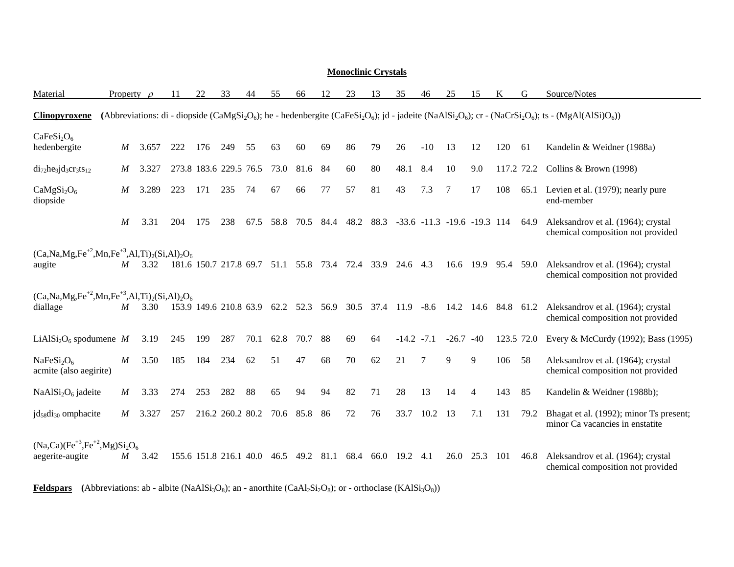**Monoclinic Crystals**

| Material | Property | $\rho$ | 11 | 22 | 33 | 44 | 55 | 66 | 12 | 23 | 13 | 35 | 46 | 25 | 15 | K | G | Source/Notes |
|---|---|---|---|---|---|---|---|---|---|---|---|---|---|---|---|---|---|---|
| **Clinopyroxene** (Abbreviations: di - diopside ($CaMgSi_2O_6$); he - hedenbergite ($CaFeSi_2O_6$); jd - jadeite ($NaAlSi_2O_6$); cr - ($NaCrSi_2O_6$); ts - ($MgAl(AlSi)O_6$)) | | | | | | | | | | | | | | | | | | |
| $CaFeSi_2O_6$ hedenbergite | *M* | 3.657 | 222 | 176 | 249 | 55 | 63 | 60 | 69 | 86 | 79 | 26 | -10 | 13 | 12 | 120 | 61 | Kandelin & Weidner (1988a) |
| $di_{72}he_9jd_3cr_3ts_{12}$ | *M* | 3.327 | 273.8 | 183.6 | 229.5 | 76.5 | 73.0 | 81.6 | 84 | 60 | 80 | 48.1 | 8.4 | 10 | 9.0 | 117.2 | 72.2 | Collins & Brown (1998) |
| $CaMgSi_2O_6$ diopside | *M* | 3.289 | 223 | 171 | 235 | 74 | 67 | 66 | 77 | 57 | 81 | 43 | 7.3 | 7 | 17 | 108 | 65.1 | Levien et al. (1979); nearly pure end-member |
| | *M* | 3.31 | 204 | 175 | 238 | 67.5 | 58.8 | 70.5 | 84.4 | 48.2 | 88.3 | -33.6 | -11.3 | -19.6 | -19.3 | 114 | 64.9 | Aleksandrov et al. (1964); crystal chemical composition not provided |
| $(Ca,Na,Mg,Fe^{+2},Mn,Fe^{+3},Al,Ti)_2(Si,Al)_2O_6$ augite | *M* | 3.32 | 181.6 | 150.7 | 217.8 | 69.7 | 51.1 | 55.8 | 73.4 | 72.4 | 33.9 | 24.6 | 4.3 | 16.6 | 19.9 | 95.4 | 59.0 | Aleksandrov et al. (1964); crystal chemical composition not provided |
| $(Ca,Na,Mg,Fe^{+2},Mn,Fe^{+3},Al,Ti)_2(Si,Al)_2O_6$ diallage | *M* | 3.30 | 153.9 | 149.6 | 210.8 | 63.9 | 62.2 | 52.3 | 56.9 | 30.5 | 37.4 | 11.9 | -8.6 | 14.2 | 14.6 | 84.8 | 61.2 | Aleksandrov et al. (1964); crystal chemical composition not provided |
| $LiAlSi_2O_6$ spodumene | *M* | 3.19 | 245 | 199 | 287 | 70.1 | 62.8 | 70.7 | 88 | 69 | 64 | -14.2 | -7.1 | -26.7 | -40 | 123.5 | 72.0 | Every & McCurdy (1992); Bass (1995) |
| $NaFeSi_2O_6$ acmite (also aegirite) | *M* | 3.50 | 185 | 184 | 234 | 62 | 51 | 47 | 68 | 70 | 62 | 21 | 7 | 9 | 9 | 106 | 58 | Aleksandrov et al. (1964); crystal chemical composition not provided |
| $NaAlSi_2O_6$ jadeite | *M* | 3.33 | 274 | 253 | 282 | 88 | 65 | 94 | 94 | 82 | 71 | 28 | 13 | 14 | 4 | 143 | 85 | Kandelin & Weidner (1988b); |
| $jd_{58}di_{30}$ omphacite | *M* | 3.327 | 257 | 216.2 | 260.2 | 80.2 | 70.6 | 85.8 | 86 | 72 | 76 | 33.7 | 10.2 | 13 | 7.1 | 131 | 79.2 | Bhagat et al. (1992); minor Ts present; minor Ca vacancies in enstatite |
| $(Na,Ca)(Fe^{+3},Fe^{+2},Mg)Si_2O_6$ aegerite-augite | *M* | 3.42 | 155.6 | 151.8 | 216.1 | 40.0 | 46.5 | 49.2 | 81.1 | 68.4 | 66.0 | 19.2 | 4.1 | 26.0 | 25.3 | 101 | 46.8 | Aleksandrov et al. (1964); crystal chemical composition not provided |
| **Feldspars** (Abbreviations: ab - albite ($NaAlSi_3O_8$); an - anorthite ($CaAl_2Si_2O_8$); or - orthoclase ($KAlSi_3O_8$)) | | | | | | | | | | | | | | | | | | |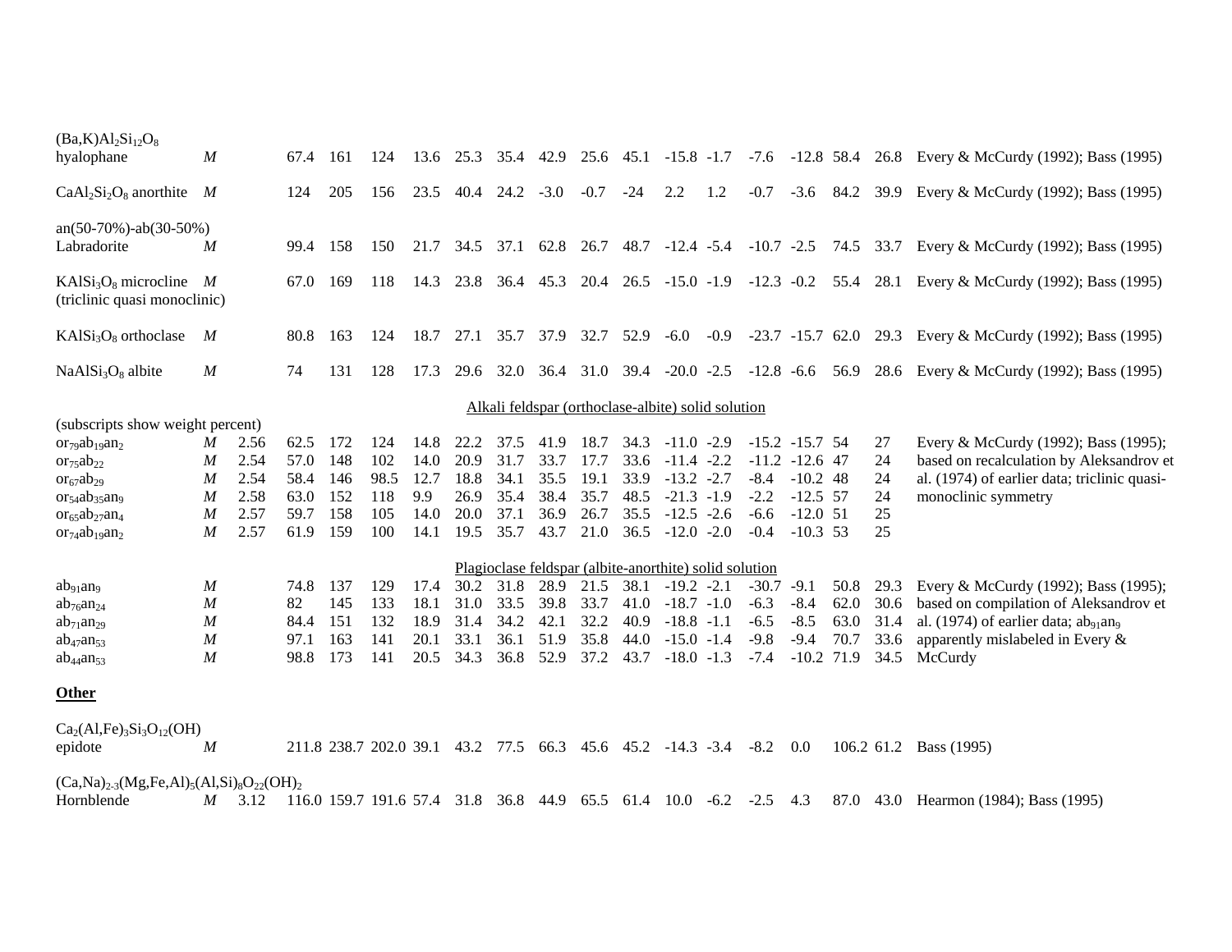| | | | | | | | | | | | | | | | | | | | | |
|---|---|---|---|---|---|---|---|---|---|---|---|---|---|---|---|---|---|---|---|---|
| $(Ba,K)Al_2Si_{12}O_8$ hyalophane | *M* | | 67.4 | 161 | 124 | 13.6 | 25.3 | 35.4 | 42.9 | 25.6 | 45.1 | -15.8 | -1.7 | -7.6 | -12.8 | 58.4 | 26.8 | Every & McCurdy (1992); Bass (1995) |
| $CaAl_2Si_2O_8$ anorthite | *M* | | 124 | 205 | 156 | 23.5 | 40.4 | 24.2 | -3.0 | -0.7 | -24 | 2.2 | 1.2 | -0.7 | -3.6 | 84.2 | 39.9 | Every & McCurdy (1992); Bass (1995) |
| an(50-70%)-ab(30-50%) Labradorite | *M* | | 99.4 | 158 | 150 | 21.7 | 34.5 | 37.1 | 62.8 | 26.7 | 48.7 | -12.4 | -5.4 | -10.7 | -2.5 | 74.5 | 33.7 | Every & McCurdy (1992); Bass (1995) |
| $KAlSi_3O_8$ microcline (triclinic quasi monoclinic) | *M* | | 67.0 | 169 | 118 | 14.3 | 23.8 | 36.4 | 45.3 | 20.4 | 26.5 | -15.0 | -1.9 | -12.3 | -0.2 | 55.4 | 28.1 | Every & McCurdy (1992); Bass (1995) |
| $KAlSi_3O_8$ orthoclase | *M* | | 80.8 | 163 | 124 | 18.7 | 27.1 | 35.7 | 37.9 | 32.7 | 52.9 | -6.0 | -0.9 | -23.7 | -15.7 | 62.0 | 29.3 | Every & McCurdy (1992); Bass (1995) |
| $NaAlSi_3O_8$ albite | *M* | | 74 | 131 | 128 | 17.3 | 29.6 | 32.0 | 36.4 | 31.0 | 39.4 | -20.0 | -2.5 | -12.8 | -6.6 | 56.9 | 28.6 | Every & McCurdy (1992); Bass (1995) |
| **Alkali feldspar (orthoclase-albite) solid solution** | | | | | | | | | | | | | | | | | | |
| (subscripts show weight percent) | | | | | | | | | | | | | | | | | | |
| $or_{79}ab_{19}an_2$ | *M* | 2.56 | 62.5 | 172 | 124 | 14.8 | 22.2 | 37.5 | 41.9 | 18.7 | 34.3 | -11.0 | -2.9 | -15.2 | -15.7 | 54 | 27 | Every & McCurdy (1992); Bass (1995); |
| $or_{75}ab_{22}$ | *M* | 2.54 | 57.0 | 148 | 102 | 14.0 | 20.9 | 31.7 | 33.7 | 17.7 | 33.6 | -11.4 | -2.2 | -11.2 | -12.6 | 47 | 24 | based on recalculation by Aleksandrov et |
| $or_{67}ab_{29}$ | *M* | 2.54 | 58.4 | 146 | 98.5 | 12.7 | 18.8 | 34.1 | 35.5 | 19.1 | 33.9 | -13.2 | -2.7 | -8.4 | -10.2 | 48 | 24 | al. (1974) of earlier data; triclinic quasi- |
| $or_{54}ab_{35}an_9$ | *M* | 2.58 | 63.0 | 152 | 118 | 9.9 | 26.9 | 35.4 | 38.4 | 35.7 | 48.5 | -21.3 | -1.9 | -2.2 | -12.5 | 57 | 24 | monoclinic symmetry |
| $or_{65}ab_{27}an_4$ | *M* | 2.57 | 59.7 | 158 | 105 | 14.0 | 20.0 | 37.1 | 36.9 | 26.7 | 35.5 | -12.5 | -2.6 | -6.6 | -12.0 | 51 | 25 | |
| $or_{74}ab_{19}an_2$ | *M* | 2.57 | 61.9 | 159 | 100 | 14.1 | 19.5 | 35.7 | 43.7 | 21.0 | 36.5 | -12.0 | -2.0 | -0.4 | -10.3 | 53 | 25 | |
| **Plagioclase feldspar (albite-anorthite) solid solution** | | | | | | | | | | | | | | | | | | |
| $ab_{91}an_9$ | *M* | | 74.8 | 137 | 129 | 17.4 | 30.2 | 31.8 | 28.9 | 21.5 | 38.1 | -19.2 | -2.1 | -30.7 | -9.1 | 50.8 | 29.3 | Every & McCurdy (1992); Bass (1995); |
| $ab_{76}an_{24}$ | *M* | | 82 | 145 | 133 | 18.1 | 31.0 | 33.5 | 39.8 | 33.7 | 41.0 | -18.7 | -1.0 | -6.3 | -8.4 | 62.0 | 30.6 | based on compilation of Aleksandrov et |
| $ab_{71}an_{29}$ | *M* | | 84.4 | 151 | 132 | 18.9 | 31.4 | 34.2 | 42.1 | 32.2 | 40.9 | -18.8 | -1.1 | -6.5 | -8.5 | 63.0 | 31.4 | al. (1974) of earlier data; $ab_{91}an_9$ |
| $ab_{47}an_{53}$ | *M* | | 97.1 | 163 | 141 | 20.1 | 33.1 | 36.1 | 51.9 | 35.8 | 44.0 | -15.0 | -1.4 | -9.8 | -9.4 | 70.7 | 33.6 | apparently mislabeled in Every & |
| $ab_{44}an_{53}$ | *M* | | 98.8 | 173 | 141 | 20.5 | 34.3 | 36.8 | 52.9 | 37.2 | 43.7 | -18.0 | -1.3 | -7.4 | -10.2 | 71.9 | 34.5 | McCurdy |
| **Other** | | | | | | | | | | | | | | | | | | |
| $Ca_2(Al,Fe)_3Si_3O_{12}(OH)$ epidote | *M* | | 211.8 | 238.7 | 202.0 | 39.1 | 43.2 | 77.5 | 66.3 | 45.6 | 45.2 | -14.3 | -3.4 | -8.2 | 0.0 | 106.2 | 61.2 | Bass (1995) |
| $(Ca,Na)_{2\text{-}3}(Mg,Fe,Al)_5(Al,Si)_8O_{22}(OH)_2$ Hornblende | *M* | 3.12 | 116.0 | 159.7 | 191.6 | 57.4 | 31.8 | 36.8 | 44.9 | 65.5 | 61.4 | 10.0 | -6.2 | -2.5 | 4.3 | 87.0 | 43.0 | Hearmon (1984); Bass (1995) |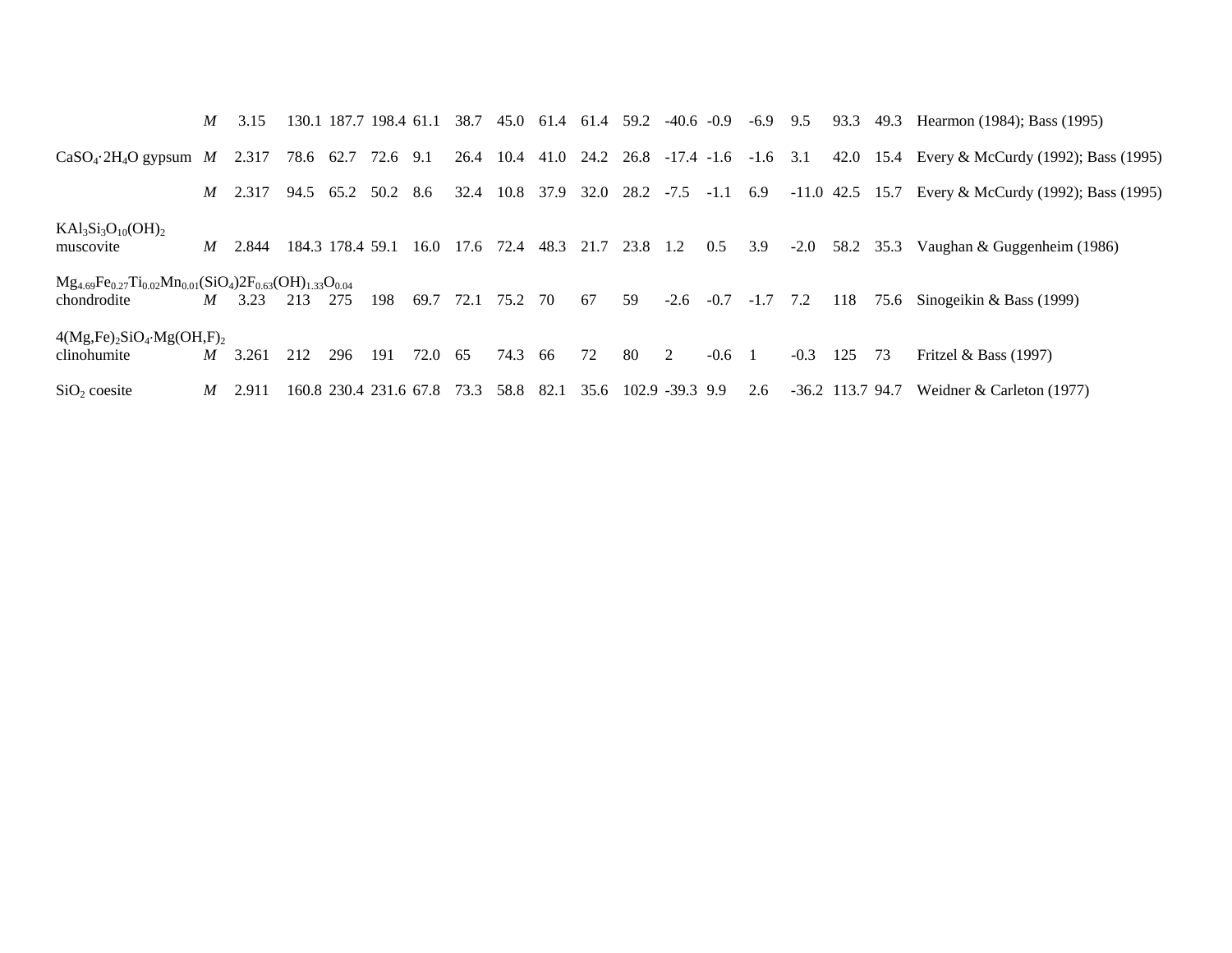| | | | | | | | | | | | | | | | | | | | |
|---|---|---|---|---|---|---|---|---|---|---|---|---|---|---|---|---|---|---|---|
| | *M* | 3.15 | 130.1 | 187.7 | 198.4 | 61.1 | 38.7 | 45.0 | 61.4 | 61.4 | 59.2 | -40.6 | -0.9 | -6.9 | 9.5 | 93.3 | 49.3 | Hearmon (1984); Bass (1995) |
| $CaSO_4 \cdot 2H_4O$ gypsum | *M* | 2.317 | 78.6 | 62.7 | 72.6 | 9.1 | 26.4 | 10.4 | 41.0 | 24.2 | 26.8 | -17.4 | -1.6 | -1.6 | 3.1 | 42.0 | 15.4 | Every & McCurdy (1992); Bass (1995) |
| | *M* | 2.317 | 94.5 | 65.2 | 50.2 | 8.6 | 32.4 | 10.8 | 37.9 | 32.0 | 28.2 | -7.5 | -1.1 | 6.9 | -11.0 | 42.5 | 15.7 | Every & McCurdy (1992); Bass (1995) |
| $KAl_3Si_3O_{10}(OH)_2$ muscovite | *M* | 2.844 | 184.3 | 178.4 | 59.1 | 16.0 | 17.6 | 72.4 | 48.3 | 21.7 | 23.8 | 1.2 | 0.5 | 3.9 | -2.0 | 58.2 | 35.3 | Vaughan & Guggenheim (1986) |
| $Mg_{4.69}Fe_{0.27}Ti_{0.02}Mn_{0.01}(SiO_4)2F_{0.63}(OH)_{1.33}O_{0.04}$ chondrodite | *M* | 3.23 | 213 | 275 | 198 | 69.7 | 72.1 | 75.2 | 70 | 67 | 59 | -2.6 | -0.7 | -1.7 | 7.2 | 118 | 75.6 | Sinogeikin & Bass (1999) |
| $4(Mg,Fe)_2SiO_4 \cdot Mg(OH,F)_2$ clinohumite | *M* | 3.261 | 212 | 296 | 191 | 72.0 | 65 | 74.3 | 66 | 72 | 80 | 2 | -0.6 | 1 | -0.3 | 125 | 73 | Fritzel & Bass (1997) |
| $SiO_2$ coesite | *M* | 2.911 | 160.8 | 230.4 | 231.6 | 67.8 | 73.3 | 58.8 | 82.1 | 35.6 | 102.9 | -39.3 | 9.9 | 2.6 | -36.2 | 113.7 | 94.7 | Weidner & Carleton (1977) |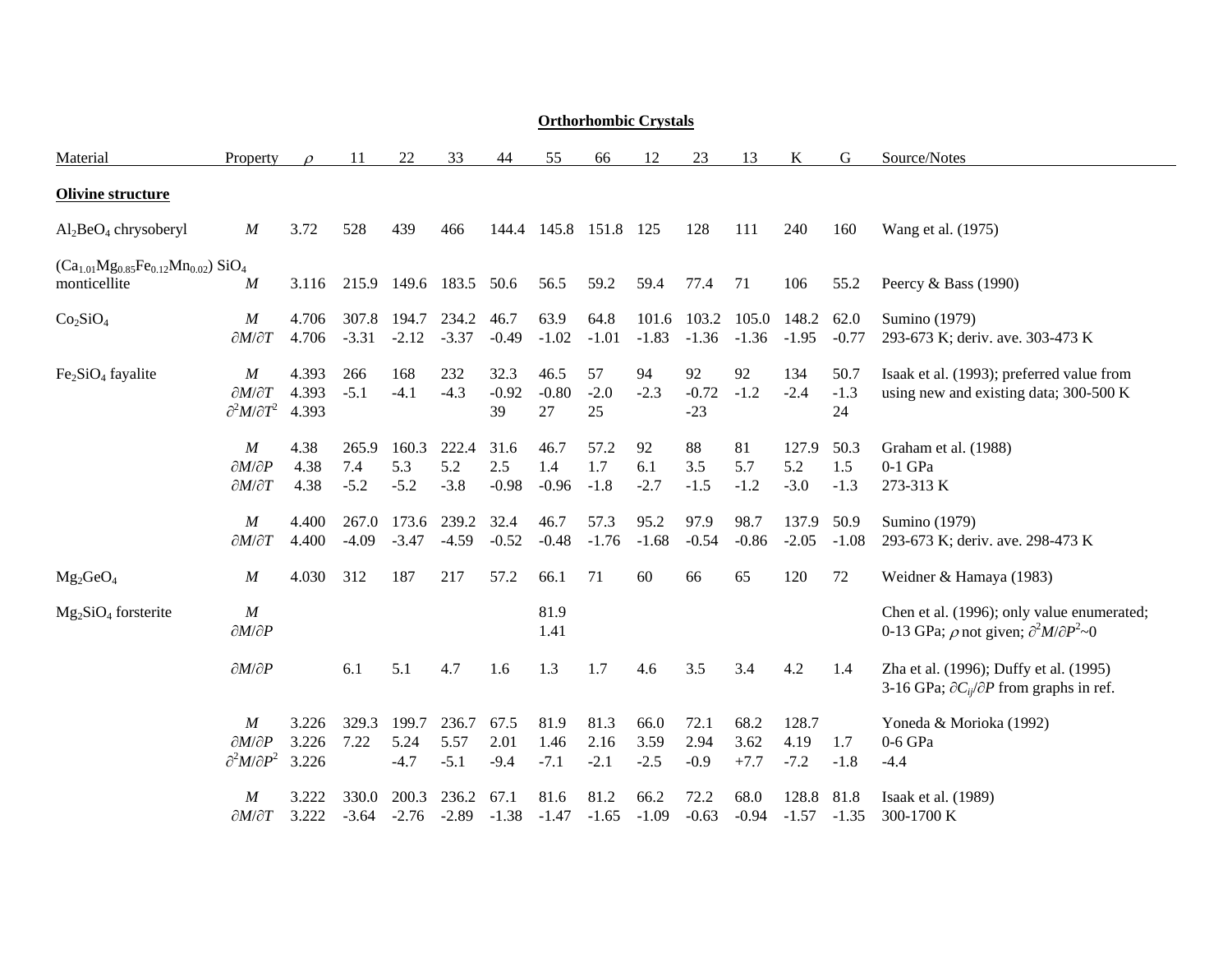**Orthorhombic Crystals**

| Material | Property | $\rho$ | 11 | 22 | 33 | 44 | 55 | 66 | 12 | 23 | 13 | K | G | Source/Notes |
|---|---|---|---|---|---|---|---|---|---|---|---|---|---|---|
| **Olivine structure** | | | | | | | | | | | | | | |
| $Al_2BeO_4$ chrysoberyl | $M$ | 3.72 | 528 | 439 | 466 | 144.4 | 145.8 | 151.8 | 125 | 128 | 111 | 240 | 160 | Wang et al. (1975) |
| $(Ca_{1.01}Mg_{0.85}Fe_{0.12}Mn_{0.02})\ SiO_4$ monticellite | $M$ | 3.116 | 215.9 | 149.6 | 183.5 | 50.6 | 56.5 | 59.2 | 59.4 | 77.4 | 71 | 106 | 55.2 | Peercy & Bass (1990) |
| $Co_2SiO_4$ | $M$ | 4.706 | 307.8 | 194.7 | 234.2 | 46.7 | 63.9 | 64.8 | 101.6 | 103.2 | 105.0 | 148.2 | 62.0 | Sumino (1979) |
| | $\partial M/\partial T$ | 4.706 | -3.31 | -2.12 | -3.37 | -0.49 | -1.02 | -1.01 | -1.83 | -1.36 | -1.36 | -1.95 | -0.77 | 293-673 K; deriv. ave. 303-473 K |
| $Fe_2SiO_4$ fayalite | $M$ | 4.393 | 266 | 168 | 232 | 32.3 | 46.5 | 57 | 94 | 92 | 92 | 134 | 50.7 | Isaak et al. (1993); preferred value from |
| | $\partial M/\partial T$ | 4.393 | -5.1 | -4.1 | -4.3 | -0.92 | -0.80 | -2.0 | -2.3 | -0.72 | -1.2 | -2.4 | -1.3 | using new and existing data; 300-500 K |
| | $\partial^2 M/\partial T^2$ | 4.393 | | | | 39 | 27 | 25 | | -23 | | | 24 | |
| | $M$ | 4.38 | 265.9 | 160.3 | 222.4 | 31.6 | 46.7 | 57.2 | 92 | 88 | 81 | 127.9 | 50.3 | Graham et al. (1988) |
| | $\partial M/\partial P$ | 4.38 | 7.4 | 5.3 | 5.2 | 2.5 | 1.4 | 1.7 | 6.1 | 3.5 | 5.7 | 5.2 | 1.5 | 0-1 GPa |
| | $\partial M/\partial T$ | 4.38 | -5.2 | -5.2 | -3.8 | -0.98 | -0.96 | -1.8 | -2.7 | -1.5 | -1.2 | -3.0 | -1.3 | 273-313 K |
| | $M$ | 4.400 | 267.0 | 173.6 | 239.2 | 32.4 | 46.7 | 57.3 | 95.2 | 97.9 | 98.7 | 137.9 | 50.9 | Sumino (1979) |
| | $\partial M/\partial T$ | 4.400 | -4.09 | -3.47 | -4.59 | -0.52 | -0.48 | -1.76 | -1.68 | -0.54 | -0.86 | -2.05 | -1.08 | 293-673 K; deriv. ave. 298-473 K |
| $Mg_2GeO_4$ | $M$ | 4.030 | 312 | 187 | 217 | 57.2 | 66.1 | 71 | 60 | 66 | 65 | 120 | 72 | Weidner & Hamaya (1983) |
| $Mg_2SiO_4$ forsterite | $M$ | | | | | | 81.9 | | | | | | | Chen et al. (1996); only value enumerated; |
| | $\partial M/\partial P$ | | | | | | 1.41 | | | | | | | 0-13 GPa; $\rho$ not given; $\partial^2 M/\partial P^2$~0 |
| | $\partial M/\partial P$ | | 6.1 | 5.1 | 4.7 | 1.6 | 1.3 | 1.7 | 4.6 | 3.5 | 3.4 | 4.2 | 1.4 | Zha et al. (1996); Duffy et al. (1995) 3-16 GPa; $\partial C_{ij}/\partial P$ from graphs in ref. |
| | $M$ | 3.226 | 329.3 | 199.7 | 236.7 | 67.5 | 81.9 | 81.3 | 66.0 | 72.1 | 68.2 | 128.7 | | Yoneda & Morioka (1992) |
| | $\partial M/\partial P$ | 3.226 | 7.22 | 5.24 | 5.57 | 2.01 | 1.46 | 2.16 | 3.59 | 2.94 | 3.62 | 4.19 | 1.7 | 0-6 GPa |
| | $\partial^2 M/\partial P^2$ | 3.226 | | -4.7 | -5.1 | -9.4 | -7.1 | -2.1 | -2.5 | -0.9 | +7.7 | -7.2 | -1.8 | -4.4 |
| | $M$ | 3.222 | 330.0 | 200.3 | 236.2 | 67.1 | 81.6 | 81.2 | 66.2 | 72.2 | 68.0 | 128.8 | 81.8 | Isaak et al. (1989) |
| | $\partial M/\partial T$ | 3.222 | -3.64 | -2.76 | -2.89 | -1.38 | -1.47 | -1.65 | -1.09 | -0.63 | -0.94 | -1.57 | -1.35 | 300-1700 K |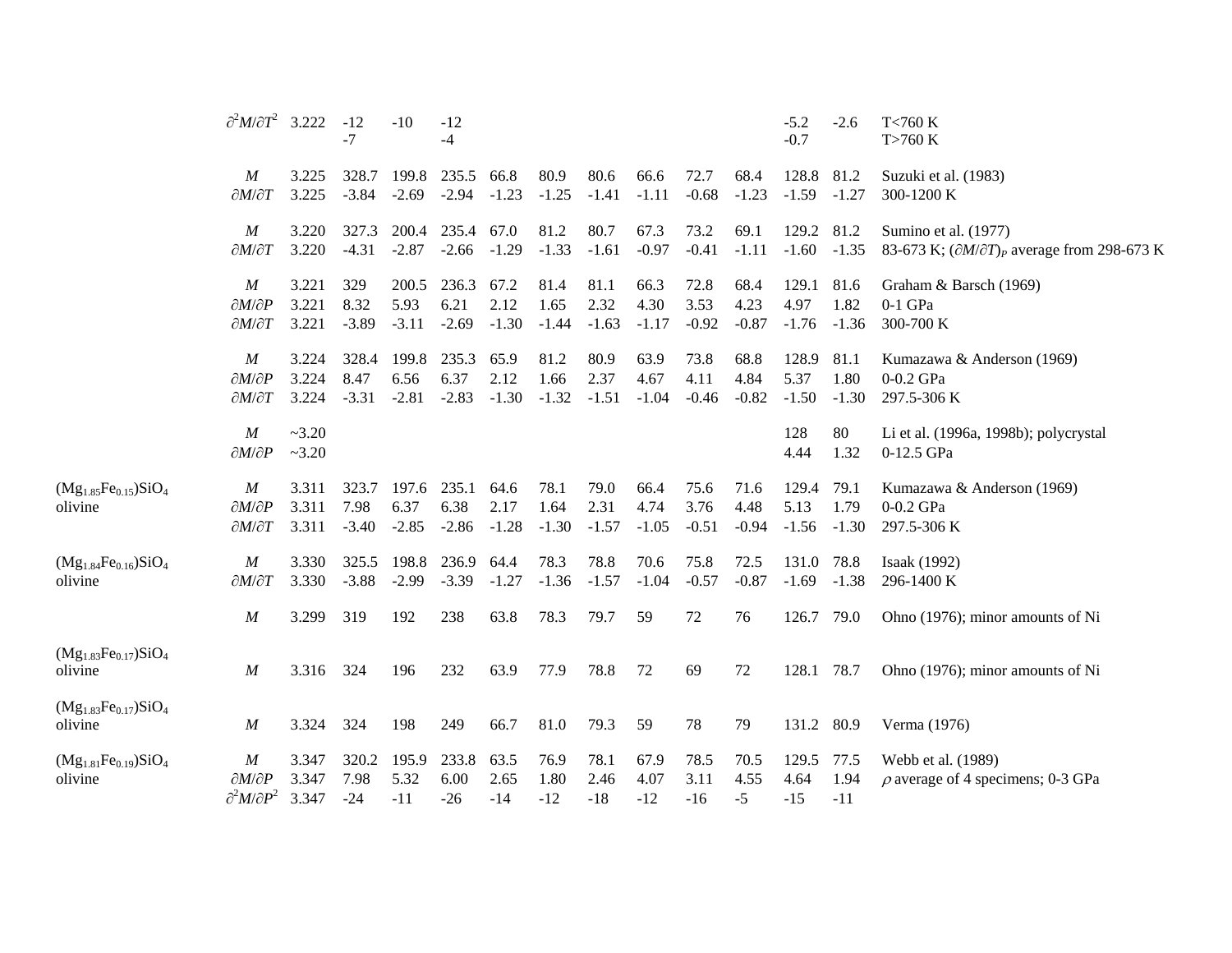| | | ρ | | | | | | | | | | | | | |
|---|---|---|---|---|---|---|---|---|---|---|---|---|---|---|---|
| | $\partial^2 M/\partial T^2$ | 3.222 | -12<br>-7 | -10 | -12<br>-4 | | | | | | | -5.2<br>-0.7 | -2.6 | T<760 K<br>T>760 K |
| | $M$ | 3.225 | 328.7 | 199.8 | 235.5 | 66.8 | 80.9 | 80.6 | 66.6 | 72.7 | 68.4 | 128.8 | 81.2 | Suzuki et al. (1983) |
| | $\partial M/\partial T$ | 3.225 | -3.84 | -2.69 | -2.94 | -1.23 | -1.25 | -1.41 | -1.11 | -0.68 | -1.23 | -1.59 | -1.27 | 300-1200 K |
| | $M$ | 3.220 | 327.3 | 200.4 | 235.4 | 67.0 | 81.2 | 80.7 | 67.3 | 73.2 | 69.1 | 129.2 | 81.2 | Sumino et al. (1977) |
| | $\partial M/\partial T$ | 3.220 | -4.31 | -2.87 | -2.66 | -1.29 | -1.33 | -1.61 | -0.97 | -0.41 | -1.11 | -1.60 | -1.35 | 83-673 K; $(\partial M/\partial T)_P$ average from 298-673 K |
| | $M$ | 3.221 | 329 | 200.5 | 236.3 | 67.2 | 81.4 | 81.1 | 66.3 | 72.8 | 68.4 | 129.1 | 81.6 | Graham & Barsch (1969) |
| | $\partial M/\partial P$ | 3.221 | 8.32 | 5.93 | 6.21 | 2.12 | 1.65 | 2.32 | 4.30 | 3.53 | 4.23 | 4.97 | 1.82 | 0-1 GPa |
| | $\partial M/\partial T$ | 3.221 | -3.89 | -3.11 | -2.69 | -1.30 | -1.44 | -1.63 | -1.17 | -0.92 | -0.87 | -1.76 | -1.36 | 300-700 K |
| | $M$ | 3.224 | 328.4 | 199.8 | 235.3 | 65.9 | 81.2 | 80.9 | 63.9 | 73.8 | 68.8 | 128.9 | 81.1 | Kumazawa & Anderson (1969) |
| | $\partial M/\partial P$ | 3.224 | 8.47 | 6.56 | 6.37 | 2.12 | 1.66 | 2.37 | 4.67 | 4.11 | 4.84 | 5.37 | 1.80 | 0-0.2 GPa |
| | $\partial M/\partial T$ | 3.224 | -3.31 | -2.81 | -2.83 | -1.30 | -1.32 | -1.51 | -1.04 | -0.46 | -0.82 | -1.50 | -1.30 | 297.5-306 K |
| | $M$ | ~3.20 | | | | | | | | | | 128 | 80 | Li et al. (1996a, 1998b); polycrystal |
| | $\partial M/\partial P$ | ~3.20 | | | | | | | | | | 4.44 | 1.32 | 0-12.5 GPa |
| $(Mg_{1.85}Fe_{0.15})SiO_4$ olivine | $M$ | 3.311 | 323.7 | 197.6 | 235.1 | 64.6 | 78.1 | 79.0 | 66.4 | 75.6 | 71.6 | 129.4 | 79.1 | Kumazawa & Anderson (1969) |
| | $\partial M/\partial P$ | 3.311 | 7.98 | 6.37 | 6.38 | 2.17 | 1.64 | 2.31 | 4.74 | 3.76 | 4.48 | 5.13 | 1.79 | 0-0.2 GPa |
| | $\partial M/\partial T$ | 3.311 | -3.40 | -2.85 | -2.86 | -1.28 | -1.30 | -1.57 | -1.05 | -0.51 | -0.94 | -1.56 | -1.30 | 297.5-306 K |
| $(Mg_{1.84}Fe_{0.16})SiO_4$ olivine | $M$ | 3.330 | 325.5 | 198.8 | 236.9 | 64.4 | 78.3 | 78.8 | 70.6 | 75.8 | 72.5 | 131.0 | 78.8 | Isaak (1992) |
| | $\partial M/\partial T$ | 3.330 | -3.88 | -2.99 | -3.39 | -1.27 | -1.36 | -1.57 | -1.04 | -0.57 | -0.87 | -1.69 | -1.38 | 296-1400 K |
| | $M$ | 3.299 | 319 | 192 | 238 | 63.8 | 78.3 | 79.7 | 59 | 72 | 76 | 126.7 | 79.0 | Ohno (1976); minor amounts of Ni |
| $(Mg_{1.83}Fe_{0.17})SiO_4$ olivine | $M$ | 3.316 | 324 | 196 | 232 | 63.9 | 77.9 | 78.8 | 72 | 69 | 72 | 128.1 | 78.7 | Ohno (1976); minor amounts of Ni |
| $(Mg_{1.83}Fe_{0.17})SiO_4$ olivine | $M$ | 3.324 | 324 | 198 | 249 | 66.7 | 81.0 | 79.3 | 59 | 78 | 79 | 131.2 | 80.9 | Verma (1976) |
| $(Mg_{1.81}Fe_{0.19})SiO_4$ olivine | $M$ | 3.347 | 320.2 | 195.9 | 233.8 | 63.5 | 76.9 | 78.1 | 67.9 | 78.5 | 70.5 | 129.5 | 77.5 | Webb et al. (1989) |
| | $\partial M/\partial P$ | 3.347 | 7.98 | 5.32 | 6.00 | 2.65 | 1.80 | 2.46 | 4.07 | 3.11 | 4.55 | 4.64 | 1.94 | $\rho$ average of 4 specimens; 0-3 GPa |
| | $\partial^2 M/\partial P^2$ | 3.347 | -24 | -11 | -26 | -14 | -12 | -18 | -12 | -16 | -5 | -15 | -11 | |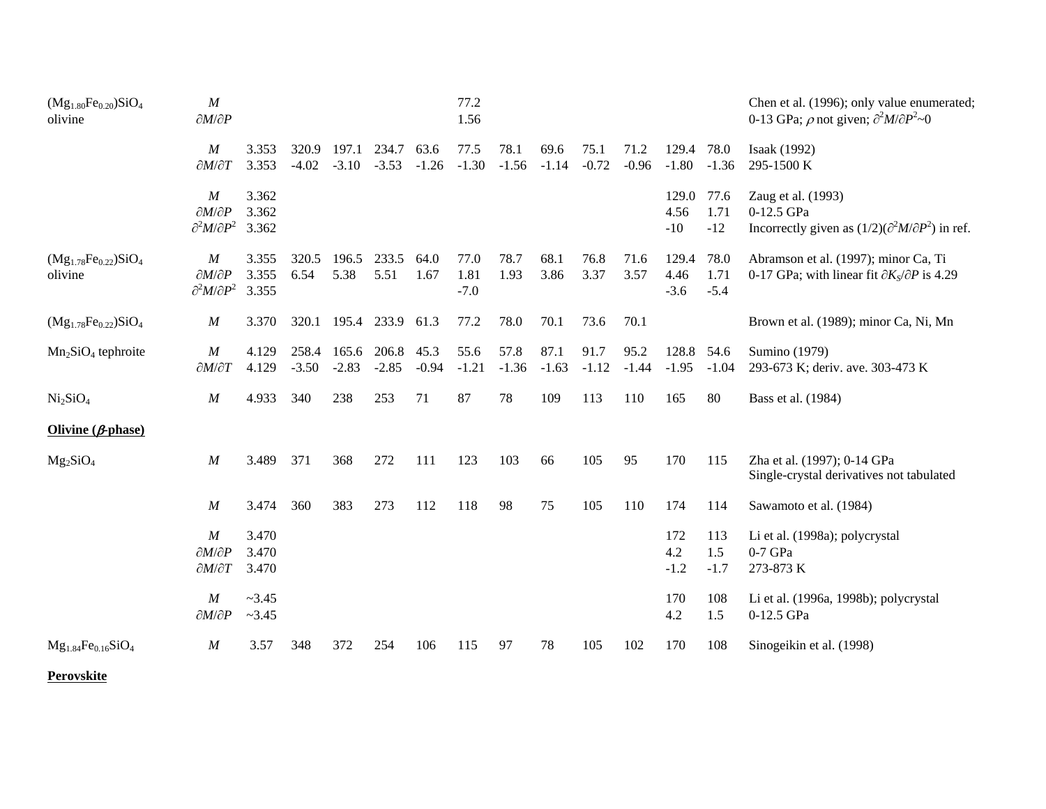| | | | | | | | | | | | | | | |
|---|---|---|---|---|---|---|---|---|---|---|---|---|---|---|
| $(Mg_{1.80}Fe_{0.20})SiO_4$ olivine | $M$ | | | | | | 77.2 | | | | | | | Chen et al. (1996); only value enumerated; |
| | $\partial M/\partial P$ | | | | | | 1.56 | | | | | | | 0-13 GPa; $\rho$ not given; $\partial^2 M/\partial P^2$~0 |
| | $M$ | 3.353 | 320.9 | 197.1 | 234.7 | 63.6 | 77.5 | 78.1 | 69.6 | 75.1 | 71.2 | 129.4 | 78.0 | Isaak (1992) |
| | $\partial M/\partial T$ | 3.353 | -4.02 | -3.10 | -3.53 | -1.26 | -1.30 | -1.56 | -1.14 | -0.72 | -0.96 | -1.80 | -1.36 | 295-1500 K |
| | $M$ | 3.362 | | | | | | | | | | 129.0 | 77.6 | Zaug et al. (1993) |
| | $\partial M/\partial P$ | 3.362 | | | | | | | | | | 4.56 | 1.71 | 0-12.5 GPa |
| | $\partial^2 M/\partial P^2$ | 3.362 | | | | | | | | | | -10 | -12 | Incorrectly given as $(1/2)(\partial^2 M/\partial P^2)$ in ref. |
| $(Mg_{1.78}Fe_{0.22})SiO_4$ olivine | $M$ | 3.355 | 320.5 | 196.5 | 233.5 | 64.0 | 77.0 | 78.7 | 68.1 | 76.8 | 71.6 | 129.4 | 78.0 | Abramson et al. (1997); minor Ca, Ti |
| | $\partial M/\partial P$ | 3.355 | 6.54 | 5.38 | 5.51 | 1.67 | 1.81 | 1.93 | 3.86 | 3.37 | 3.57 | 4.46 | 1.71 | 0-17 GPa; with linear fit $\partial K_S/\partial P$ is 4.29 |
| | $\partial^2 M/\partial P^2$ | 3.355 | | | | | -7.0 | | | | | -3.6 | -5.4 | |
| $(Mg_{1.78}Fe_{0.22})SiO_4$ | $M$ | 3.370 | 320.1 | 195.4 | 233.9 | 61.3 | 77.2 | 78.0 | 70.1 | 73.6 | 70.1 | | | Brown et al. (1989); minor Ca, Ni, Mn |
| $Mn_2SiO_4$ tephroite | $M$ | 4.129 | 258.4 | 165.6 | 206.8 | 45.3 | 55.6 | 57.8 | 87.1 | 91.7 | 95.2 | 128.8 | 54.6 | Sumino (1979) |
| | $\partial M/\partial T$ | 4.129 | -3.50 | -2.83 | -2.85 | -0.94 | -1.21 | -1.36 | -1.63 | -1.12 | -1.44 | -1.95 | -1.04 | 293-673 K; deriv. ave. 303-473 K |
| $Ni_2SiO_4$ | $M$ | 4.933 | 340 | 238 | 253 | 71 | 87 | 78 | 109 | 113 | 110 | 165 | 80 | Bass et al. (1984) |

**Olivine ($\beta$-phase)**

| | | | | | | | | | | | | | | |
|---|---|---|---|---|---|---|---|---|---|---|---|---|---|---|
| $Mg_2SiO_4$ | $M$ | 3.489 | 371 | 368 | 272 | 111 | 123 | 103 | 66 | 105 | 95 | 170 | 115 | Zha et al. (1997); 0-14 GPa Single-crystal derivatives not tabulated |
| | $M$ | 3.474 | 360 | 383 | 273 | 112 | 118 | 98 | 75 | 105 | 110 | 174 | 114 | Sawamoto et al. (1984) |
| | $M$ | 3.470 | | | | | | | | | | 172 | 113 | Li et al. (1998a); polycrystal |
| | $\partial M/\partial P$ | 3.470 | | | | | | | | | | 4.2 | 1.5 | 0-7 GPa |
| | $\partial M/\partial T$ | 3.470 | | | | | | | | | | -1.2 | -1.7 | 273-873 K |
| | $M$ | ~3.45 | | | | | | | | | | 170 | 108 | Li et al. (1996a, 1998b); polycrystal |
| | $\partial M/\partial P$ | ~3.45 | | | | | | | | | | 4.2 | 1.5 | 0-12.5 GPa |
| $Mg_{1.84}Fe_{0.16}SiO_4$ | $M$ | 3.57 | 348 | 372 | 254 | 106 | 115 | 97 | 78 | 105 | 102 | 170 | 108 | Sinogeikin et al. (1998) |

**Perovskite**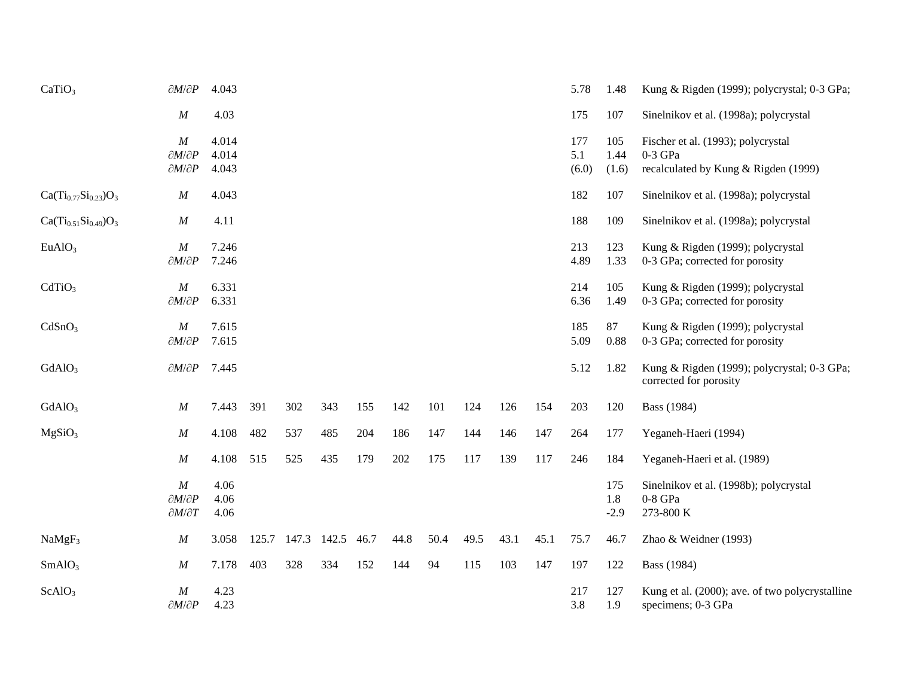| | | | | | | | | | | | | | | | |
|---|---|---|---|---|---|---|---|---|---|---|---|---|---|---|---|
| $CaTiO_3$ | $\partial M/\partial P$ | 4.043 | | | | | | | | | | 5.78 | 1.48 | Kung & Rigden (1999); polycrystal; 0-3 GPa; |
| | $M$ | 4.03 | | | | | | | | | | 175 | 107 | Sinelnikov et al. (1998a); polycrystal |
| | $M$ | 4.014 | | | | | | | | | | 177 | 105 | Fischer et al. (1993); polycrystal |
| | $\partial M/\partial P$ | 4.014 | | | | | | | | | | 5.1 | 1.44 | 0-3 GPa |
| | $\partial M/\partial P$ | 4.043 | | | | | | | | | | (6.0) | (1.6) | recalculated by Kung & Rigden (1999) |
| $Ca(Ti_{0.77}Si_{0.23})O_3$ | $M$ | 4.043 | | | | | | | | | | 182 | 107 | Sinelnikov et al. (1998a); polycrystal |
| $Ca(Ti_{0.51}Si_{0.49})O_3$ | $M$ | 4.11 | | | | | | | | | | 188 | 109 | Sinelnikov et al. (1998a); polycrystal |
| $EuAlO_3$ | $M$ | 7.246 | | | | | | | | | | 213 | 123 | Kung & Rigden (1999); polycrystal |
| | $\partial M/\partial P$ | 7.246 | | | | | | | | | | 4.89 | 1.33 | 0-3 GPa; corrected for porosity |
| $CdTiO_3$ | $M$ | 6.331 | | | | | | | | | | 214 | 105 | Kung & Rigden (1999); polycrystal |
| | $\partial M/\partial P$ | 6.331 | | | | | | | | | | 6.36 | 1.49 | 0-3 GPa; corrected for porosity |
| $CdSnO_3$ | $M$ | 7.615 | | | | | | | | | | 185 | 87 | Kung & Rigden (1999); polycrystal |
| | $\partial M/\partial P$ | 7.615 | | | | | | | | | | 5.09 | 0.88 | 0-3 GPa; corrected for porosity |
| $GdAlO_3$ | $\partial M/\partial P$ | 7.445 | | | | | | | | | | 5.12 | 1.82 | Kung & Rigden (1999); polycrystal; 0-3 GPa; corrected for porosity |
| $GdAlO_3$ | $M$ | 7.443 | 391 | 302 | 343 | 155 | 142 | 101 | 124 | 126 | 154 | 203 | 120 | Bass (1984) |
| $MgSiO_3$ | $M$ | 4.108 | 482 | 537 | 485 | 204 | 186 | 147 | 144 | 146 | 147 | 264 | 177 | Yeganeh-Haeri (1994) |
| | $M$ | 4.108 | 515 | 525 | 435 | 179 | 202 | 175 | 117 | 139 | 117 | 246 | 184 | Yeganeh-Haeri et al. (1989) |
| | $M$ | 4.06 | | | | | | | | | | | 175 | Sinelnikov et al. (1998b); polycrystal |
| | $\partial M/\partial P$ | 4.06 | | | | | | | | | | | 1.8 | 0-8 GPa |
| | $\partial M/\partial T$ | 4.06 | | | | | | | | | | | -2.9 | 273-800 K |
| $NaMgF_3$ | $M$ | 3.058 | 125.7 | 147.3 | 142.5 | 46.7 | 44.8 | 50.4 | 49.5 | 43.1 | 45.1 | 75.7 | 46.7 | Zhao & Weidner (1993) |
| $SmAlO_3$ | $M$ | 7.178 | 403 | 328 | 334 | 152 | 144 | 94 | 115 | 103 | 147 | 197 | 122 | Bass (1984) |
| $ScAlO_3$ | $M$ | 4.23 | | | | | | | | | | 217 | 127 | Kung et al. (2000); ave. of two polycrystalline |
| | $\partial M/\partial P$ | 4.23 | | | | | | | | | | 3.8 | 1.9 | specimens; 0-3 GPa |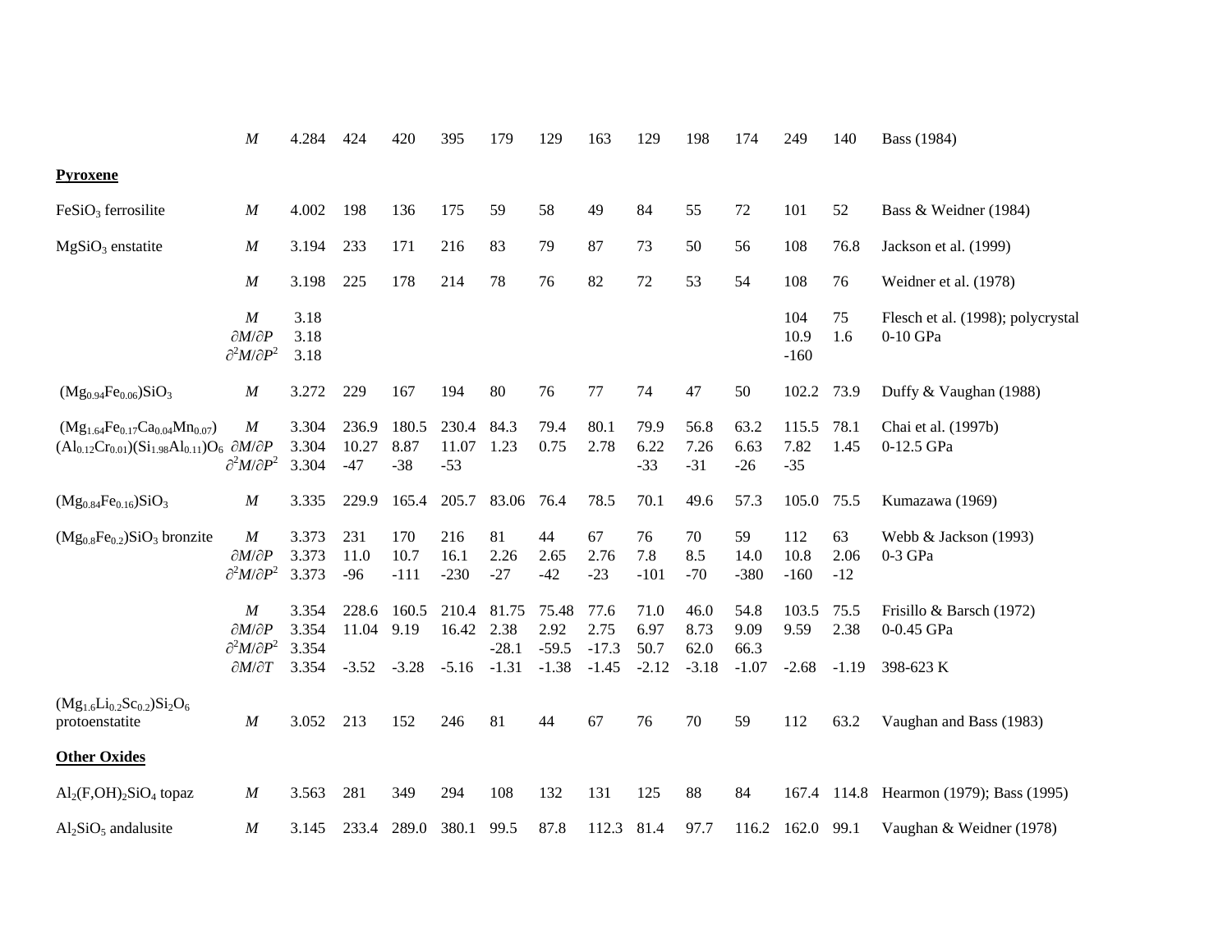| | | | | | | | | | | | | | | |
|---|---|---|---|---|---|---|---|---|---|---|---|---|---|---|
| | *M* | 4.284 | 424 | 420 | 395 | 179 | 129 | 163 | 129 | 198 | 174 | 249 | 140 | Bass (1984) |
| **Pyroxene** | | | | | | | | | | | | | | |
| $FeSiO_3$ ferrosilite | *M* | 4.002 | 198 | 136 | 175 | 59 | 58 | 49 | 84 | 55 | 72 | 101 | 52 | Bass & Weidner (1984) |
| $MgSiO_3$ enstatite | *M* | 3.194 | 233 | 171 | 216 | 83 | 79 | 87 | 73 | 50 | 56 | 108 | 76.8 | Jackson et al. (1999) |
| | *M* | 3.198 | 225 | 178 | 214 | 78 | 76 | 82 | 72 | 53 | 54 | 108 | 76 | Weidner et al. (1978) |
| | *M* | 3.18 | | | | | | | | | | 104 | 75 | Flesch et al. (1998); polycrystal |
| | $\partial M/\partial P$ | 3.18 | | | | | | | | | | 10.9 | 1.6 | 0-10 GPa |
| | $\partial^2 M/\partial P^2$ | 3.18 | | | | | | | | | | -160 | | |
| $(Mg_{0.94}Fe_{0.06})SiO_3$ | *M* | 3.272 | 229 | 167 | 194 | 80 | 76 | 77 | 74 | 47 | 50 | 102.2 | 73.9 | Duffy & Vaughan (1988) |
| $(Mg_{1.64}Fe_{0.17}Ca_{0.04}Mn_{0.07})$ | *M* | 3.304 | 236.9 | 180.5 | 230.4 | 84.3 | 79.4 | 80.1 | 79.9 | 56.8 | 63.2 | 115.5 | 78.1 | Chai et al. (1997b) |
| $(Al_{0.12}Cr_{0.01})(Si_{1.98}Al_{0.11})O_6$ | $\partial M/\partial P$ | 3.304 | 10.27 | 8.87 | 11.07 | 1.23 | 0.75 | 2.78 | 6.22 | 7.26 | 6.63 | 7.82 | 1.45 | 0-12.5 GPa |
| | $\partial^2 M/\partial P^2$ | 3.304 | -47 | -38 | -53 | | | | -33 | -31 | -26 | -35 | | |
| $(Mg_{0.84}Fe_{0.16})SiO_3$ | *M* | 3.335 | 229.9 | 165.4 | 205.7 | 83.06 | 76.4 | 78.5 | 70.1 | 49.6 | 57.3 | 105.0 | 75.5 | Kumazawa (1969) |
| $(Mg_{0.8}Fe_{0.2})SiO_3$ bronzite | *M* | 3.373 | 231 | 170 | 216 | 81 | 44 | 67 | 76 | 70 | 59 | 112 | 63 | Webb & Jackson (1993) |
| | $\partial M/\partial P$ | 3.373 | 11.0 | 10.7 | 16.1 | 2.26 | 2.65 | 2.76 | 7.8 | 8.5 | 14.0 | 10.8 | 2.06 | 0-3 GPa |
| | $\partial^2 M/\partial P^2$ | 3.373 | -96 | -111 | -230 | -27 | -42 | -23 | -101 | -70 | -380 | -160 | -12 | |
| | *M* | 3.354 | 228.6 | 160.5 | 210.4 | 81.75 | 75.48 | 77.6 | 71.0 | 46.0 | 54.8 | 103.5 | 75.5 | Frisillo & Barsch (1972) |
| | $\partial M/\partial P$ | 3.354 | 11.04 | 9.19 | 16.42 | 2.38 | 2.92 | 2.75 | 6.97 | 8.73 | 9.09 | 9.59 | 2.38 | 0-0.45 GPa |
| | $\partial^2 M/\partial P^2$ | 3.354 | | | | -28.1 | -59.5 | -17.3 | 50.7 | 62.0 | 66.3 | | | |
| | $\partial M/\partial T$ | 3.354 | -3.52 | -3.28 | -5.16 | -1.31 | -1.38 | -1.45 | -2.12 | -3.18 | -1.07 | -2.68 | -1.19 | 398-623 K |
| $(Mg_{1.6}Li_{0.2}Sc_{0.2})Si_2O_6$ protoenstatite | *M* | 3.052 | 213 | 152 | 246 | 81 | 44 | 67 | 76 | 70 | 59 | 112 | 63.2 | Vaughan and Bass (1983) |
| **Other Oxides** | | | | | | | | | | | | | | |
| $Al_2(F,OH)_2SiO_4$ topaz | *M* | 3.563 | 281 | 349 | 294 | 108 | 132 | 131 | 125 | 88 | 84 | 167.4 | 114.8 | Hearmon (1979); Bass (1995) |
| $Al_2SiO_5$ andalusite | *M* | 3.145 | 233.4 | 289.0 | 380.1 | 99.5 | 87.8 | 112.3 | 81.4 | 97.7 | 116.2 | 162.0 | 99.1 | Vaughan & Weidner (1978) |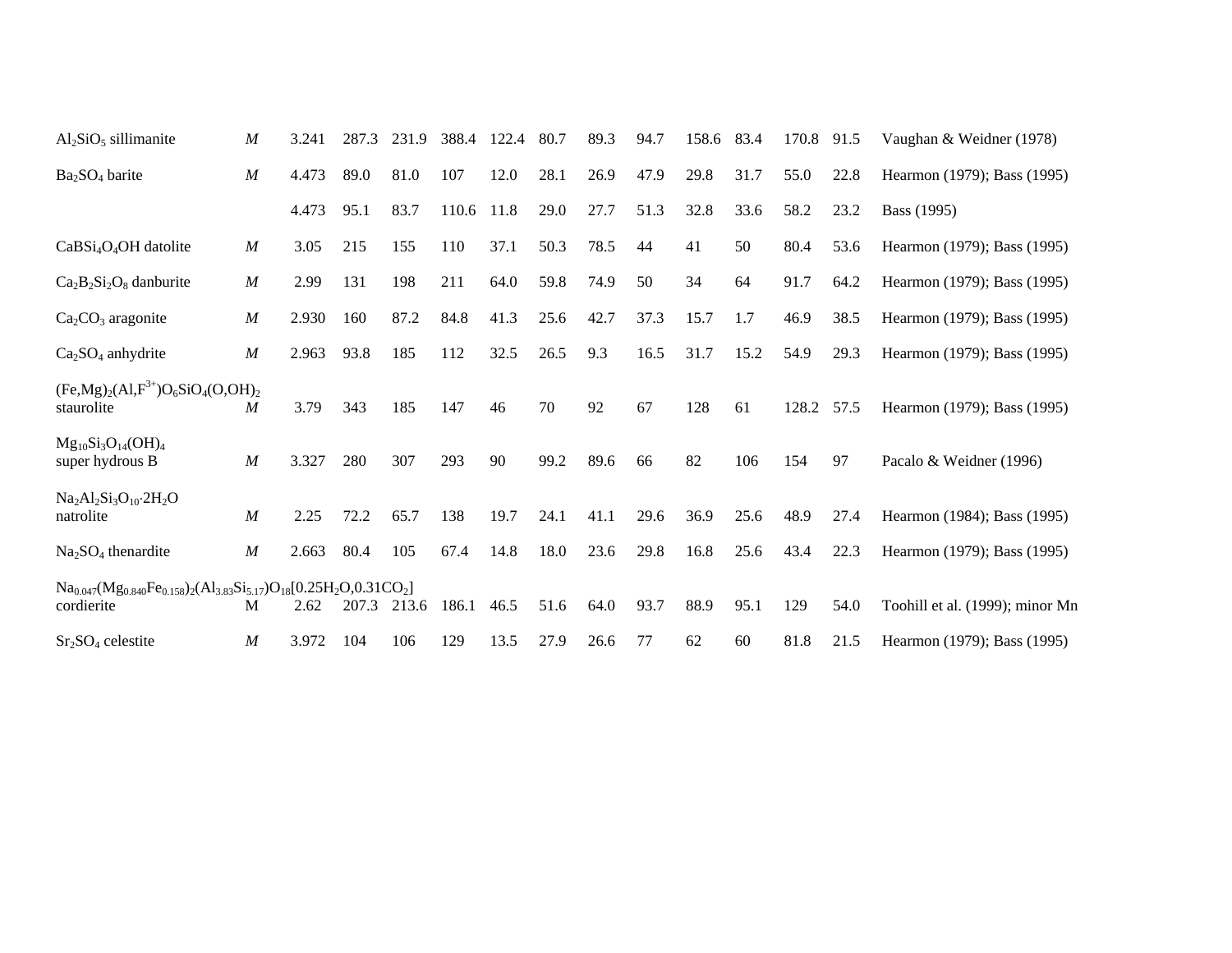| | | | | | | | | | | | | | | |
|---|---|---|---|---|---|---|---|---|---|---|---|---|---|---|
| $Al_2SiO_5$ sillimanite | *M* | 3.241 | 287.3 | 231.9 | 388.4 | 122.4 | 80.7 | 89.3 | 94.7 | 158.6 | 83.4 | 170.8 | 91.5 | Vaughan & Weidner (1978) |
| $Ba_2SO_4$ barite | *M* | 4.473 | 89.0 | 81.0 | 107 | 12.0 | 28.1 | 26.9 | 47.9 | 29.8 | 31.7 | 55.0 | 22.8 | Hearmon (1979); Bass (1995) |
| | | 4.473 | 95.1 | 83.7 | 110.6 | 11.8 | 29.0 | 27.7 | 51.3 | 32.8 | 33.6 | 58.2 | 23.2 | Bass (1995) |
| $CaBSi_4O_4OH$ datolite | *M* | 3.05 | 215 | 155 | 110 | 37.1 | 50.3 | 78.5 | 44 | 41 | 50 | 80.4 | 53.6 | Hearmon (1979); Bass (1995) |
| $Ca_2B_2Si_2O_8$ danburite | *M* | 2.99 | 131 | 198 | 211 | 64.0 | 59.8 | 74.9 | 50 | 34 | 64 | 91.7 | 64.2 | Hearmon (1979); Bass (1995) |
| $Ca_2CO_3$ aragonite | *M* | 2.930 | 160 | 87.2 | 84.8 | 41.3 | 25.6 | 42.7 | 37.3 | 15.7 | 1.7 | 46.9 | 38.5 | Hearmon (1979); Bass (1995) |
| $Ca_2SO_4$ anhydrite | *M* | 2.963 | 93.8 | 185 | 112 | 32.5 | 26.5 | 9.3 | 16.5 | 31.7 | 15.2 | 54.9 | 29.3 | Hearmon (1979); Bass (1995) |
| $(Fe,Mg)_2(Al,F^{3+})O_6SiO_4(O,OH)_2$ staurolite | *M* | 3.79 | 343 | 185 | 147 | 46 | 70 | 92 | 67 | 128 | 61 | 128.2 | 57.5 | Hearmon (1979); Bass (1995) |
| $Mg_{10}Si_3O_{14}(OH)_4$ super hydrous B | *M* | 3.327 | 280 | 307 | 293 | 90 | 99.2 | 89.6 | 66 | 82 | 106 | 154 | 97 | Pacalo & Weidner (1996) |
| $Na_2Al_2Si_3O_{10}{\cdot}2H_2O$ natrolite | *M* | 2.25 | 72.2 | 65.7 | 138 | 19.7 | 24.1 | 41.1 | 29.6 | 36.9 | 25.6 | 48.9 | 27.4 | Hearmon (1984); Bass (1995) |
| $Na_2SO_4$ thenardite | *M* | 2.663 | 80.4 | 105 | 67.4 | 14.8 | 18.0 | 23.6 | 29.8 | 16.8 | 25.6 | 43.4 | 22.3 | Hearmon (1979); Bass (1995) |
| $Na_{0.047}(Mg_{0.840}Fe_{0.158})_2(Al_{3.83}Si_{5.17})O_{18}[0.25H_2O,0.31CO_2]$ cordierite | M | 2.62 | 207.3 | 213.6 | 186.1 | 46.5 | 51.6 | 64.0 | 93.7 | 88.9 | 95.1 | 129 | 54.0 | Toohill et al. (1999); minor Mn |
| $Sr_2SO_4$ celestite | *M* | 3.972 | 104 | 106 | 129 | 13.5 | 27.9 | 26.6 | 77 | 62 | 60 | 81.8 | 21.5 | Hearmon (1979); Bass (1995) |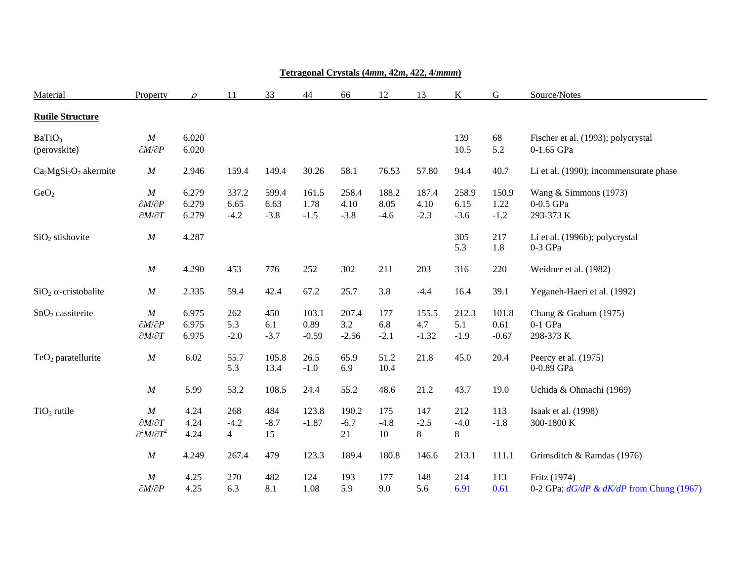## Tetragonal Crystals (4*mm*, 42*m*, 422, 4/*mmm*)

| Material | Property | $\rho$ | 11 | 33 | 44 | 66 | 12 | 13 | K | G | Source/Notes |
|---|---|---|---|---|---|---|---|---|---|---|---|
| **Rutile Structure** | | | | | | | | | | | |
| $BaTiO_3$ (perovskite) | $M$ | 6.020 | | | | | | | 139 | 68 | Fischer et al. (1993); polycrystal |
| | $\partial M/\partial P$ | 6.020 | | | | | | | 10.5 | 5.2 | 0-1.65 GPa |
| $Ca_2MgSi_2O_7$ akermite | $M$ | 2.946 | 159.4 | 149.4 | 30.26 | 58.1 | 76.53 | 57.80 | 94.4 | 40.7 | Li et al. (1990); incommensurate phase |
| $GeO_2$ | $M$ | 6.279 | 337.2 | 599.4 | 161.5 | 258.4 | 188.2 | 187.4 | 258.9 | 150.9 | Wang & Simmons (1973) |
| | $\partial M/\partial P$ | 6.279 | 6.65 | 6.63 | 1.78 | 4.10 | 8.05 | 4.10 | 6.15 | 1.22 | 0-0.5 GPa |
| | $\partial M/\partial T$ | 6.279 | -4.2 | -3.8 | -1.5 | -3.8 | -4.6 | -2.3 | -3.6 | -1.2 | 293-373 K |
| $SiO_2$ stishovite | $M$ | 4.287 | | | | | | | 305 | 217 | Li et al. (1996b); polycrystal |
| | | | | | | | | | 5.3 | 1.8 | 0-3 GPa |
| | $M$ | 4.290 | 453 | 776 | 252 | 302 | 211 | 203 | 316 | 220 | Weidner et al. (1982) |
| $SiO_2$ $\alpha$-cristobalite | $M$ | 2.335 | 59.4 | 42.4 | 67.2 | 25.7 | 3.8 | -4.4 | 16.4 | 39.1 | Yeganeh-Haeri et al. (1992) |
| $SnO_2$ cassiterite | $M$ | 6.975 | 262 | 450 | 103.1 | 207.4 | 177 | 155.5 | 212.3 | 101.8 | Chang & Graham (1975) |
| | $\partial M/\partial P$ | 6.975 | 5.3 | 6.1 | 0.89 | 3.2 | 6.8 | 4.7 | 5.1 | 0.61 | 0-1 GPa |
| | $\partial M/\partial T$ | 6.975 | -2.0 | -3.7 | -0.59 | -2.56 | -2.1 | -1.32 | -1.9 | -0.67 | 298-373 K |
| $TeO_2$ paratellurite | $M$ | 6.02 | 55.7 | 105.8 | 26.5 | 65.9 | 51.2 | 21.8 | 45.0 | 20.4 | Peercy et al. (1975) |
| | | | 5.3 | 13.4 | -1.0 | 6.9 | 10.4 | | | | 0-0.89 GPa |
| | $M$ | 5.99 | 53.2 | 108.5 | 24.4 | 55.2 | 48.6 | 21.2 | 43.7 | 19.0 | Uchida & Ohmachi (1969) |
| $TiO_2$ rutile | $M$ | 4.24 | 268 | 484 | 123.8 | 190.2 | 175 | 147 | 212 | 113 | Isaak et al. (1998) |
| | $\partial M/\partial T$ | 4.24 | -4.2 | -8.7 | -1.87 | -6.7 | -4.8 | -2.5 | -4.0 | -1.8 | 300-1800 K |
| | $\partial^2 M/\partial T^2$ | 4.24 | 4 | 15 | | 21 | 10 | 8 | 8 | | |
| | $M$ | 4.249 | 267.4 | 479 | 123.3 | 189.4 | 180.8 | 146.6 | 213.1 | 111.1 | Grimsditch & Ramdas (1976) |
| | $M$ | 4.25 | 270 | 482 | 124 | 193 | 177 | 148 | 214 | 113 | Fritz (1974) |
| | $\partial M/\partial P$ | 4.25 | 6.3 | 8.1 | 1.08 | 5.9 | 9.0 | 5.6 | 6.91 | 0.61 | 0-2 GPa; *dG/dP & dK/dP* from Chung (1967) |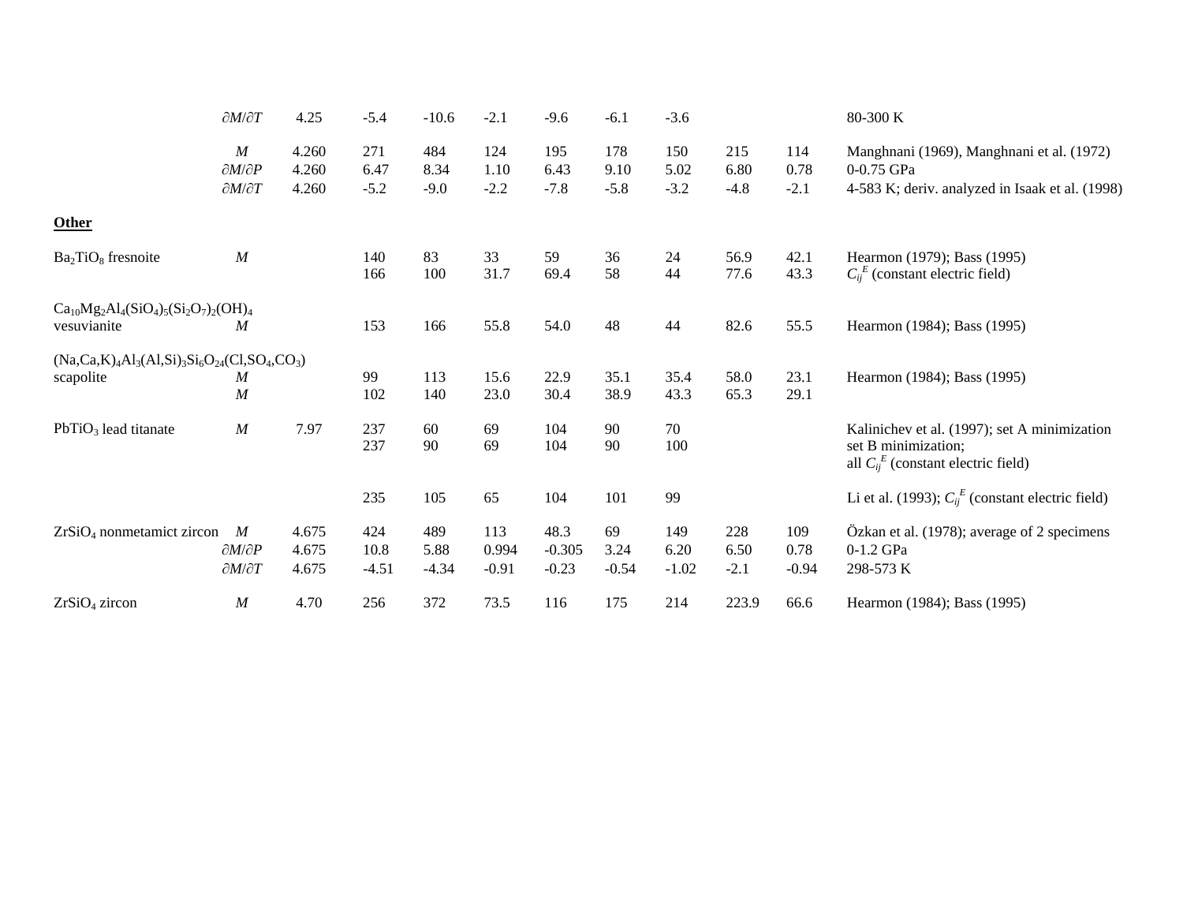| | | | | | | | | | | | |
|---|---|---|---|---|---|---|---|---|---|---|---|
| | ∂M/∂T | 4.25 | -5.4 | -10.6 | -2.1 | -9.6 | -6.1 | -3.6 | | | 80-300 K |
| | M | 4.260 | 271 | 484 | 124 | 195 | 178 | 150 | 215 | 114 | Manghnani (1969), Manghnani et al. (1972) |
| | ∂M/∂P | 4.260 | 6.47 | 8.34 | 1.10 | 6.43 | 9.10 | 5.02 | 6.80 | 0.78 | 0-0.75 GPa |
| | ∂M/∂T | 4.260 | -5.2 | -9.0 | -2.2 | -7.8 | -5.8 | -3.2 | -4.8 | -2.1 | 4-583 K; deriv. analyzed in Isaak et al. (1998) |
| **Other** | | | | | | | | | | | |
| $Ba_2TiO_8$ fresnoite | M | | 140 | 83 | 33 | 59 | 36 | 24 | 56.9 | 42.1 | Hearmon (1979); Bass (1995) |
| | | | 166 | 100 | 31.7 | 69.4 | 58 | 44 | 77.6 | 43.3 | $C_{ij}^E$ (constant electric field) |
| $Ca_{10}Mg_2Al_4(SiO_4)_5(Si_2O_7)_2(OH)_4$ vesuvianite | M | | 153 | 166 | 55.8 | 54.0 | 48 | 44 | 82.6 | 55.5 | Hearmon (1984); Bass (1995) |
| $(Na,Ca,K)_4Al_3(Al,Si)_3Si_6O_{24}(Cl,SO_4,CO_3)$ scapolite | M | | 99 | 113 | 15.6 | 22.9 | 35.1 | 35.4 | 58.0 | 23.1 | Hearmon (1984); Bass (1995) |
| | M | | 102 | 140 | 23.0 | 30.4 | 38.9 | 43.3 | 65.3 | 29.1 | |
| $PbTiO_3$ lead titanate | M | 7.97 | 237 | 60 | 69 | 104 | 90 | 70 | | | Kalinichev et al. (1997); set A minimization |
| | | | 237 | 90 | 69 | 104 | 90 | 100 | | | set B minimization; all $C_{ij}^E$ (constant electric field) |
| | | | 235 | 105 | 65 | 104 | 101 | 99 | | | Li et al. (1993); $C_{ij}^E$ (constant electric field) |
| $ZrSiO_4$ nonmetamict zircon | M | 4.675 | 424 | 489 | 113 | 48.3 | 69 | 149 | 228 | 109 | Özkan et al. (1978); average of 2 specimens |
| | ∂M/∂P | 4.675 | 10.8 | 5.88 | 0.994 | -0.305 | 3.24 | 6.20 | 6.50 | 0.78 | 0-1.2 GPa |
| | ∂M/∂T | 4.675 | -4.51 | -4.34 | -0.91 | -0.23 | -0.54 | -1.02 | -2.1 | -0.94 | 298-573 K |
| $ZrSiO_4$ zircon | M | 4.70 | 256 | 372 | 73.5 | 116 | 175 | 214 | 223.9 | 66.6 | Hearmon (1984); Bass (1995) |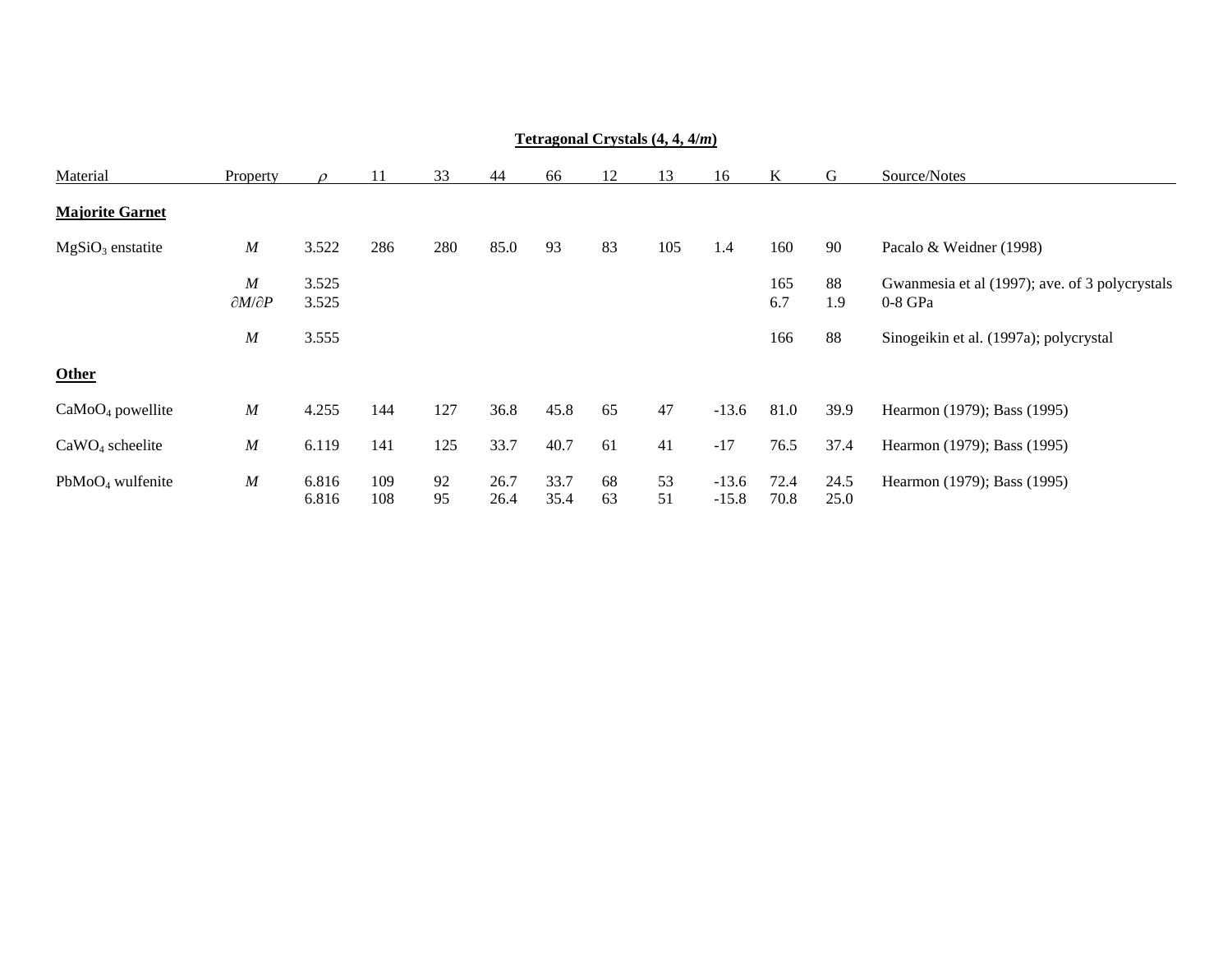**Tetragonal Crystals (4, 4, 4/*m*)**

| Material | Property | $\rho$ | 11 | 33 | 44 | 66 | 12 | 13 | 16 | K | G | Source/Notes |
|---|---|---|---|---|---|---|---|---|---|---|---|---|
| **Majorite Garnet** | | | | | | | | | | | | |
| $MgSiO_3$ enstatite | *M* | 3.522 | 286 | 280 | 85.0 | 93 | 83 | 105 | 1.4 | 160 | 90 | Pacalo & Weidner (1998) |
| | *M* | 3.525 | | | | | | | | 165 | 88 | Gwanmesia et al (1997); ave. of 3 polycrystals |
| | $\partial M/\partial P$ | 3.525 | | | | | | | | 6.7 | 1.9 | 0-8 GPa |
| | *M* | 3.555 | | | | | | | | 166 | 88 | Sinogeikin et al. (1997a); polycrystal |
| **Other** | | | | | | | | | | | | |
| $CaMoO_4$ powellite | *M* | 4.255 | 144 | 127 | 36.8 | 45.8 | 65 | 47 | -13.6 | 81.0 | 39.9 | Hearmon (1979); Bass (1995) |
| $CaWO_4$ scheelite | *M* | 6.119 | 141 | 125 | 33.7 | 40.7 | 61 | 41 | -17 | 76.5 | 37.4 | Hearmon (1979); Bass (1995) |
| $PbMoO_4$ wulfenite | *M* | 6.816 | 109 | 92 | 26.7 | 33.7 | 68 | 53 | -13.6 | 72.4 | 24.5 | Hearmon (1979); Bass (1995) |
| | | 6.816 | 108 | 95 | 26.4 | 35.4 | 63 | 51 | -15.8 | 70.8 | 25.0 | |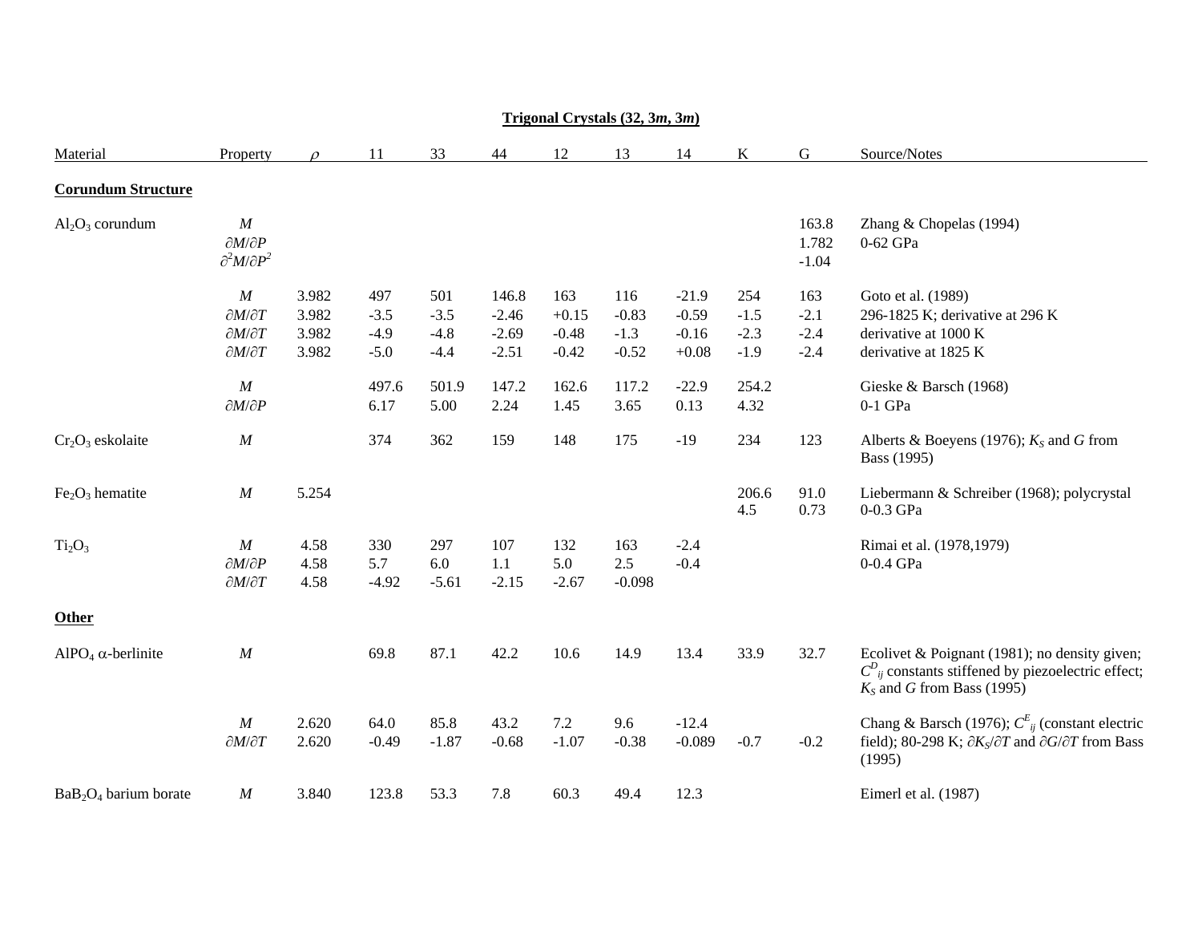## Trigonal Crystals (32, 3*m*, 3*m*)

| Material | Property | $\rho$ | 11 | 33 | 44 | 12 | 13 | 14 | K | G | Source/Notes |
|---|---|---|---|---|---|---|---|---|---|---|---|
| **Corundum Structure** | | | | | | | | | | | |
| $Al_2O_3$ corundum | $M$ | | | | | | | | | 163.8 | Zhang & Chopelas (1994) |
| | $\partial M/\partial P$ | | | | | | | | | 1.782 | 0-62 GPa |
| | $\partial^2 M/\partial P^2$ | | | | | | | | | -1.04 | |
| | $M$ | 3.982 | 497 | 501 | 146.8 | 163 | 116 | -21.9 | 254 | 163 | Goto et al. (1989) |
| | $\partial M/\partial T$ | 3.982 | -3.5 | -3.5 | -2.46 | +0.15 | -0.83 | -0.59 | -1.5 | -2.1 | 296-1825 K; derivative at 296 K |
| | $\partial M/\partial T$ | 3.982 | -4.9 | -4.8 | -2.69 | -0.48 | -1.3 | -0.16 | -2.3 | -2.4 | derivative at 1000 K |
| | $\partial M/\partial T$ | 3.982 | -5.0 | -4.4 | -2.51 | -0.42 | -0.52 | +0.08 | -1.9 | -2.4 | derivative at 1825 K |
| | $M$ | | 497.6 | 501.9 | 147.2 | 162.6 | 117.2 | -22.9 | 254.2 | | Gieske & Barsch (1968) |
| | $\partial M/\partial P$ | | 6.17 | 5.00 | 2.24 | 1.45 | 3.65 | 0.13 | 4.32 | | 0-1 GPa |
| $Cr_2O_3$ eskolaite | $M$ | | 374 | 362 | 159 | 148 | 175 | -19 | 234 | 123 | Alberts & Boeyens (1976); $K_S$ and $G$ from Bass (1995) |
| $Fe_2O_3$ hematite | $M$ | 5.254 | | | | | | | 206.6 | 91.0 | Liebermann & Schreiber (1968); polycrystal |
| | | | | | | | | | 4.5 | 0.73 | 0-0.3 GPa |
| $Ti_2O_3$ | $M$ | 4.58 | 330 | 297 | 107 | 132 | 163 | -2.4 | | | Rimai et al. (1978,1979) |
| | $\partial M/\partial P$ | 4.58 | 5.7 | 6.0 | 1.1 | 5.0 | 2.5 | -0.4 | | | 0-0.4 GPa |
| | $\partial M/\partial T$ | 4.58 | -4.92 | -5.61 | -2.15 | -2.67 | -0.098 | | | | |
| **Other** | | | | | | | | | | | |
| $AlPO_4$ $\alpha$-berlinite | $M$ | | 69.8 | 87.1 | 42.2 | 10.6 | 14.9 | 13.4 | 33.9 | 32.7 | Ecolivet & Poignant (1981); no density given; $C^D_{ij}$ constants stiffened by piezoelectric effect; $K_S$ and $G$ from Bass (1995) |
| | $M$ | 2.620 | 64.0 | 85.8 | 43.2 | 7.2 | 9.6 | -12.4 | | | Chang & Barsch (1976); $C^E_{ij}$ (constant electric field); 80-298 K; $\partial K_S/\partial T$ and $\partial G/\partial T$ from Bass (1995) |
| | $\partial M/\partial T$ | 2.620 | -0.49 | -1.87 | -0.68 | -1.07 | -0.38 | -0.089 | -0.7 | -0.2 | |
| $BaB_2O_4$ barium borate | $M$ | 3.840 | 123.8 | 53.3 | 7.8 | 60.3 | 49.4 | 12.3 | | | Eimerl et al. (1987) |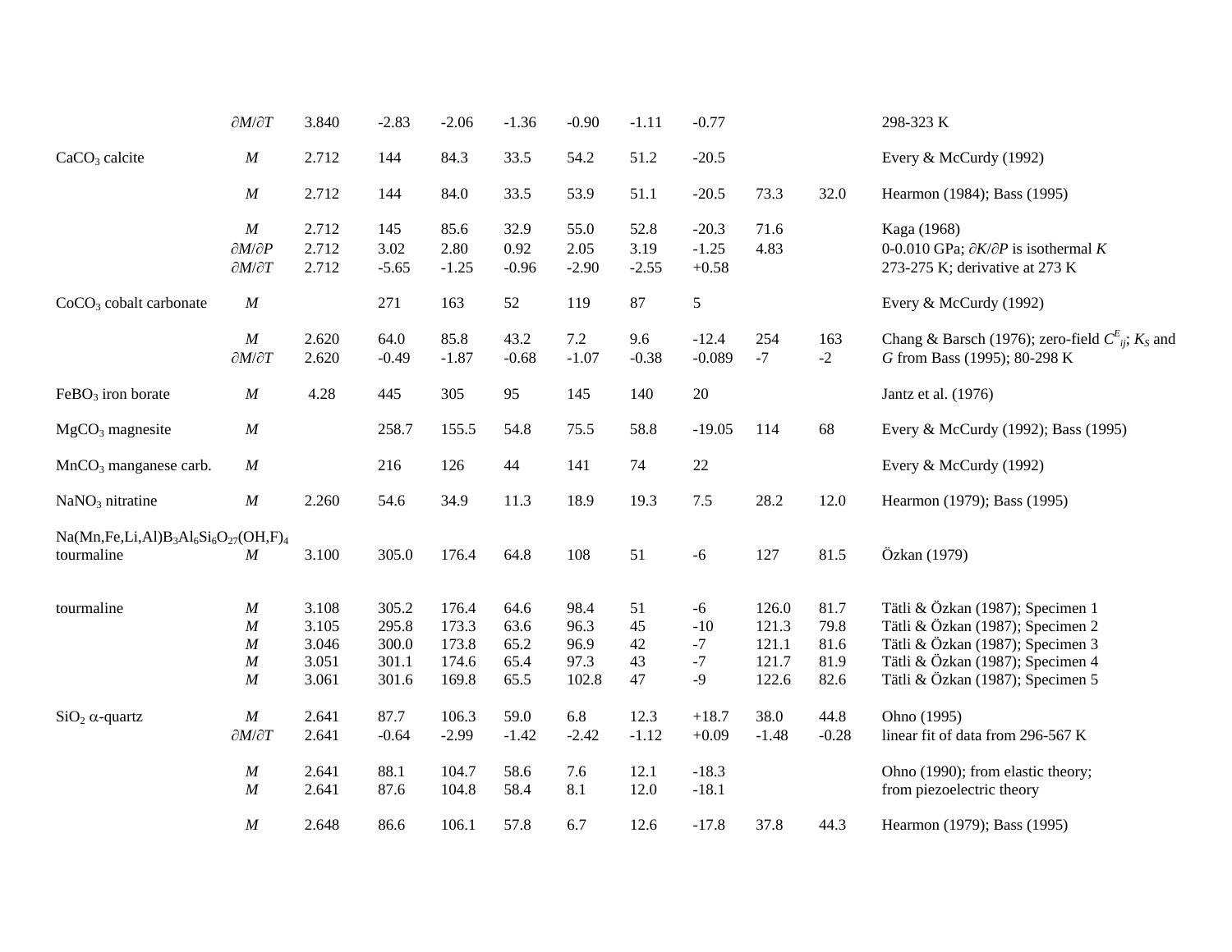| | | | | | | | | | | | |
|---|---|---|---|---|---|---|---|---|---|---|---|
| | $\partial M/\partial T$ | 3.840 | -2.83 | -2.06 | -1.36 | -0.90 | -1.11 | -0.77 | | | 298-323 K |
| $CaCO_3$ calcite | $M$ | 2.712 | 144 | 84.3 | 33.5 | 54.2 | 51.2 | -20.5 | | | Every & McCurdy (1992) |
| | $M$ | 2.712 | 144 | 84.0 | 33.5 | 53.9 | 51.1 | -20.5 | 73.3 | 32.0 | Hearmon (1984); Bass (1995) |
| | $M$ | 2.712 | 145 | 85.6 | 32.9 | 55.0 | 52.8 | -20.3 | 71.6 | | Kaga (1968) |
| | $\partial M/\partial P$ | 2.712 | 3.02 | 2.80 | 0.92 | 2.05 | 3.19 | -1.25 | 4.83 | | 0-0.010 GPa; $\partial K/\partial P$ is isothermal $K$ |
| | $\partial M/\partial T$ | 2.712 | -5.65 | -1.25 | -0.96 | -2.90 | -2.55 | +0.58 | | | 273-275 K; derivative at 273 K |
| $CoCO_3$ cobalt carbonate | $M$ | | 271 | 163 | 52 | 119 | 87 | 5 | | | Every & McCurdy (1992) |
| | $M$ | 2.620 | 64.0 | 85.8 | 43.2 | 7.2 | 9.6 | -12.4 | 254 | 163 | Chang & Barsch (1976); zero-field $C^E_{ij}$; $K_S$ and |
| | $\partial M/\partial T$ | 2.620 | -0.49 | -1.87 | -0.68 | -1.07 | -0.38 | -0.089 | -7 | -2 | $G$ from Bass (1995); 80-298 K |
| $FeBO_3$ iron borate | $M$ | 4.28 | 445 | 305 | 95 | 145 | 140 | 20 | | | Jantz et al. (1976) |
| $MgCO_3$ magnesite | $M$ | | 258.7 | 155.5 | 54.8 | 75.5 | 58.8 | -19.05 | 114 | 68 | Every & McCurdy (1992); Bass (1995) |
| $MnCO_3$ manganese carb. | $M$ | | 216 | 126 | 44 | 141 | 74 | 22 | | | Every & McCurdy (1992) |
| $NaNO_3$ nitratine | $M$ | 2.260 | 54.6 | 34.9 | 11.3 | 18.9 | 19.3 | 7.5 | 28.2 | 12.0 | Hearmon (1979); Bass (1995) |
| $Na(Mn,Fe,Li,Al)B_3Al_6Si_6O_{27}(OH,F)_4$ tourmaline | $M$ | 3.100 | 305.0 | 176.4 | 64.8 | 108 | 51 | -6 | 127 | 81.5 | Özkan (1979) |
| tourmaline | $M$ | 3.108 | 305.2 | 176.4 | 64.6 | 98.4 | 51 | -6 | 126.0 | 81.7 | Tätli & Özkan (1987); Specimen 1 |
| | $M$ | 3.105 | 295.8 | 173.3 | 63.6 | 96.3 | 45 | -10 | 121.3 | 79.8 | Tätli & Özkan (1987); Specimen 2 |
| | $M$ | 3.046 | 300.0 | 173.8 | 65.2 | 96.9 | 42 | -7 | 121.1 | 81.6 | Tätli & Özkan (1987); Specimen 3 |
| | $M$ | 3.051 | 301.1 | 174.6 | 65.4 | 97.3 | 43 | -7 | 121.7 | 81.9 | Tätli & Özkan (1987); Specimen 4 |
| | $M$ | 3.061 | 301.6 | 169.8 | 65.5 | 102.8 | 47 | -9 | 122.6 | 82.6 | Tätli & Özkan (1987); Specimen 5 |
| $SiO_2$ $\alpha$-quartz | $M$ | 2.641 | 87.7 | 106.3 | 59.0 | 6.8 | 12.3 | +18.7 | 38.0 | 44.8 | Ohno (1995) |
| | $\partial M/\partial T$ | 2.641 | -0.64 | -2.99 | -1.42 | -2.42 | -1.12 | +0.09 | -1.48 | -0.28 | linear fit of data from 296-567 K |
| | $M$ | 2.641 | 88.1 | 104.7 | 58.6 | 7.6 | 12.1 | -18.3 | | | Ohno (1990); from elastic theory; |
| | $M$ | 2.641 | 87.6 | 104.8 | 58.4 | 8.1 | 12.0 | -18.1 | | | from piezoelectric theory |
| | $M$ | 2.648 | 86.6 | 106.1 | 57.8 | 6.7 | 12.6 | -17.8 | 37.8 | 44.3 | Hearmon (1979); Bass (1995) |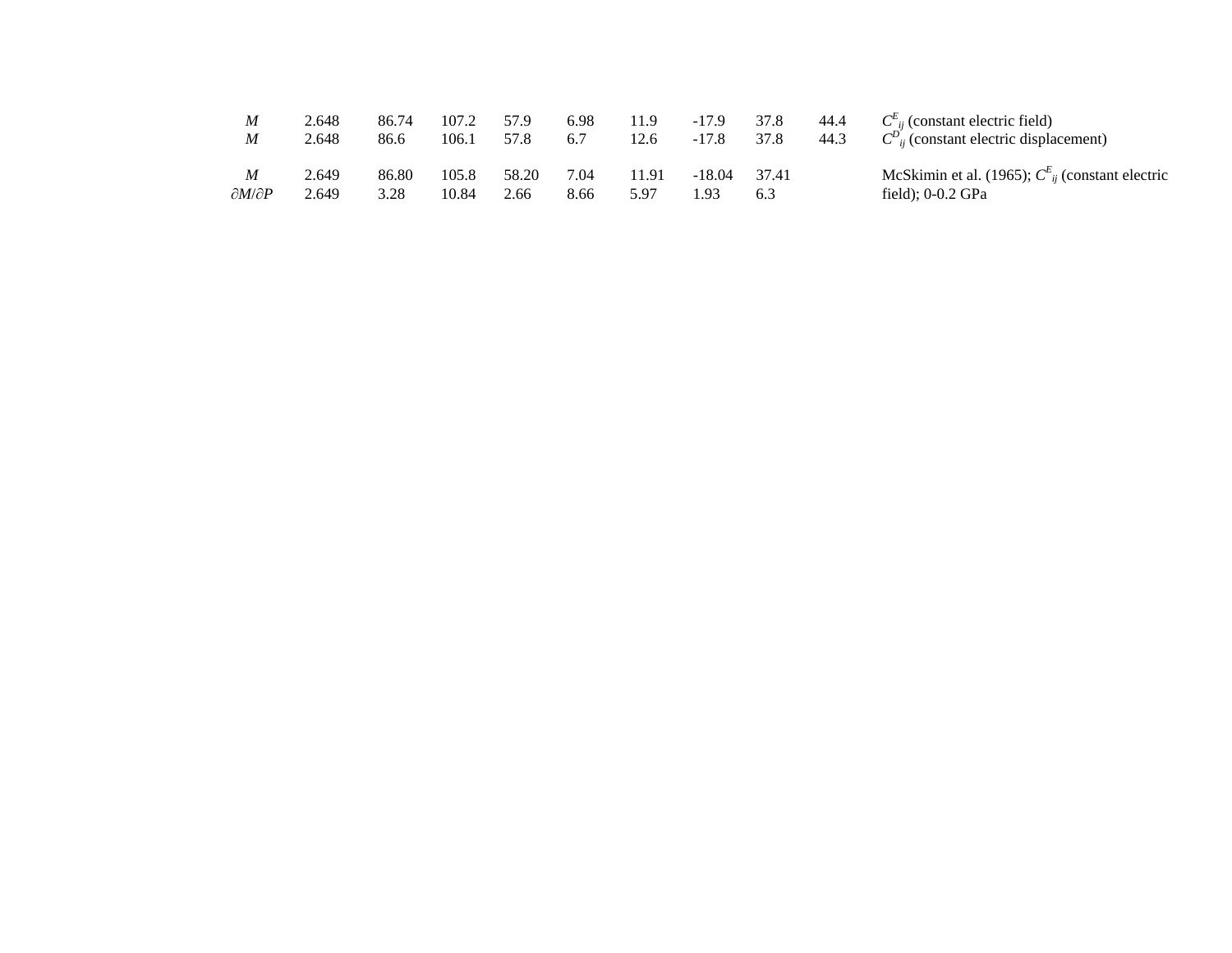| | | | | | | | | | | |
|---|---|---|---|---|---|---|---|---|---|---|
| $M$ | 2.648 | 86.74 | 107.2 | 57.9 | 6.98 | 11.9 | -17.9 | 37.8 | 44.4 | $C^E_{ij}$ (constant electric field) |
| $M$ | 2.648 | 86.6 | 106.1 | 57.8 | 6.7 | 12.6 | -17.8 | 37.8 | 44.3 | $C^D_{ij}$ (constant electric displacement) |
| | | | | | | | | | | |
| $M$ | 2.649 | 86.80 | 105.8 | 58.20 | 7.04 | 11.91 | -18.04 | 37.41 | | McSkimin et al. (1965); $C^E_{ij}$ (constant electric field); 0-0.2 GPa |
| $\partial M/\partial P$ | 2.649 | 3.28 | 10.84 | 2.66 | 8.66 | 5.97 | 1.93 | 6.3 | | |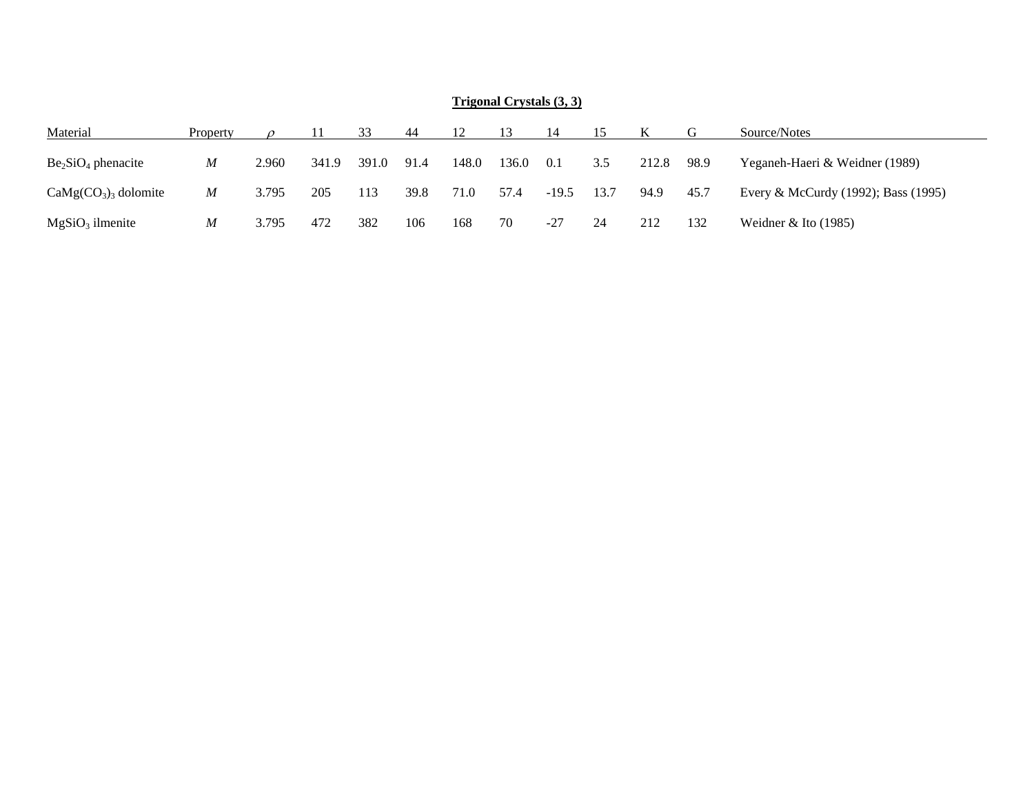**Trigonal Crystals (3, 3)**

| Material | Property | $\rho$ | 11 | 33 | 44 | 12 | 13 | 14 | 15 | K | G | Source/Notes |
|---|---|---|---|---|---|---|---|---|---|---|---|---|
| $Be_2SiO_4$ phenacite | *M* | 2.960 | 341.9 | 391.0 | 91.4 | 148.0 | 136.0 | 0.1 | 3.5 | 212.8 | 98.9 | Yeganeh-Haeri & Weidner (1989) |
| $CaMg(CO_3)_3$ dolomite | *M* | 3.795 | 205 | 113 | 39.8 | 71.0 | 57.4 | -19.5 | 13.7 | 94.9 | 45.7 | Every & McCurdy (1992); Bass (1995) |
| $MgSiO_3$ ilmenite | *M* | 3.795 | 472 | 382 | 106 | 168 | 70 | -27 | 24 | 212 | 132 | Weidner & Ito (1985) |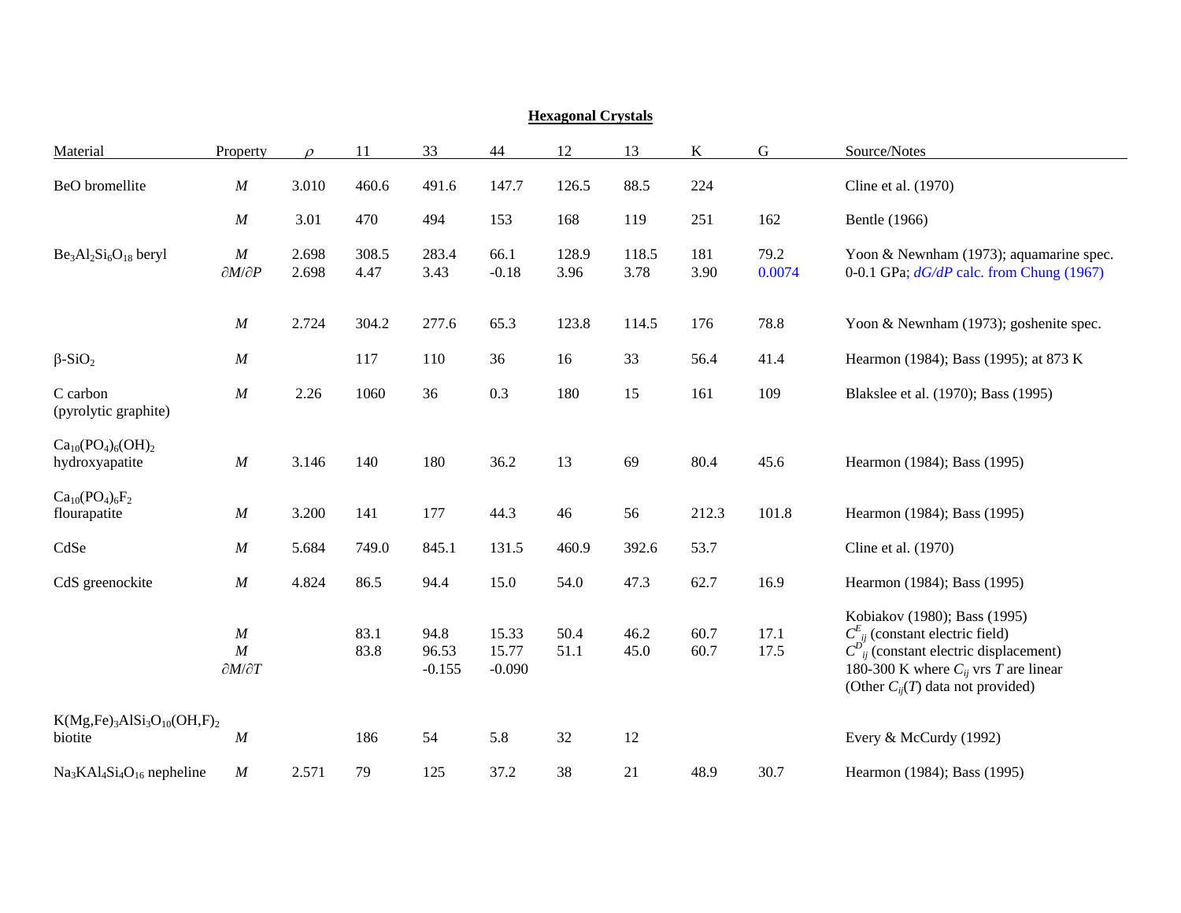## Hexagonal Crystals

| Material | Property | $\rho$ | 11 | 33 | 44 | 12 | 13 | K | G | Source/Notes |
|---|---|---|---|---|---|---|---|---|---|---|
| BeO bromellite | $M$ | 3.010 | 460.6 | 491.6 | 147.7 | 126.5 | 88.5 | 224 | | Cline et al. (1970) |
| | $M$ | 3.01 | 470 | 494 | 153 | 168 | 119 | 251 | 162 | Bentle (1966) |
| $Be_3Al_2Si_6O_{18}$ beryl | $M$ | 2.698 | 308.5 | 283.4 | 66.1 | 128.9 | 118.5 | 181 | 79.2 | Yoon & Newnham (1973); aquamarine spec. |
| | $\partial M/\partial P$ | 2.698 | 4.47 | 3.43 | -0.18 | 3.96 | 3.78 | 3.90 | 0.0074 | 0-0.1 GPa; *dG/dP* calc. from Chung (1967) |
| | $M$ | 2.724 | 304.2 | 277.6 | 65.3 | 123.8 | 114.5 | 176 | 78.8 | Yoon & Newnham (1973); goshenite spec. |
| $\beta$-$SiO_2$ | $M$ | | 117 | 110 | 36 | 16 | 33 | 56.4 | 41.4 | Hearmon (1984); Bass (1995); at 873 K |
| C carbon (pyrolytic graphite) | $M$ | 2.26 | 1060 | 36 | 0.3 | 180 | 15 | 161 | 109 | Blakslee et al. (1970); Bass (1995) |
| $Ca_{10}(PO_4)_6(OH)_2$ hydroxyapatite | $M$ | 3.146 | 140 | 180 | 36.2 | 13 | 69 | 80.4 | 45.6 | Hearmon (1984); Bass (1995) |
| $Ca_{10}(PO_4)_6F_2$ flourapatite | $M$ | 3.200 | 141 | 177 | 44.3 | 46 | 56 | 212.3 | 101.8 | Hearmon (1984); Bass (1995) |
| CdSe | $M$ | 5.684 | 749.0 | 845.1 | 131.5 | 460.9 | 392.6 | 53.7 | | Cline et al. (1970) |
| CdS greenockite | $M$ | 4.824 | 86.5 | 94.4 | 15.0 | 54.0 | 47.3 | 62.7 | 16.9 | Hearmon (1984); Bass (1995) |
| | | | | | | | | | | Kobiakov (1980); Bass (1995) |
| | $M$ | | 83.1 | 94.8 | 15.33 | 50.4 | 46.2 | 60.7 | 17.1 | $C^E_{ij}$ (constant electric field) |
| | $M$ | | 83.8 | 96.53 | 15.77 | 51.1 | 45.0 | 60.7 | 17.5 | $C^D_{ij}$ (constant electric displacement) |
| | $\partial M/\partial T$ | | | -0.155 | -0.090 | | | | | 180-300 K where $C_{ij}$ vrs $T$ are linear (Other $C_{ij}(T)$ data not provided) |
| $K(Mg,Fe)_3AlSi_3O_{10}(OH,F)_2$ biotite | $M$ | | 186 | 54 | 5.8 | 32 | 12 | | | Every & McCurdy (1992) |
| $Na_3KAl_4Si_4O_{16}$ nepheline | $M$ | 2.571 | 79 | 125 | 37.2 | 38 | 21 | 48.9 | 30.7 | Hearmon (1984); Bass (1995) |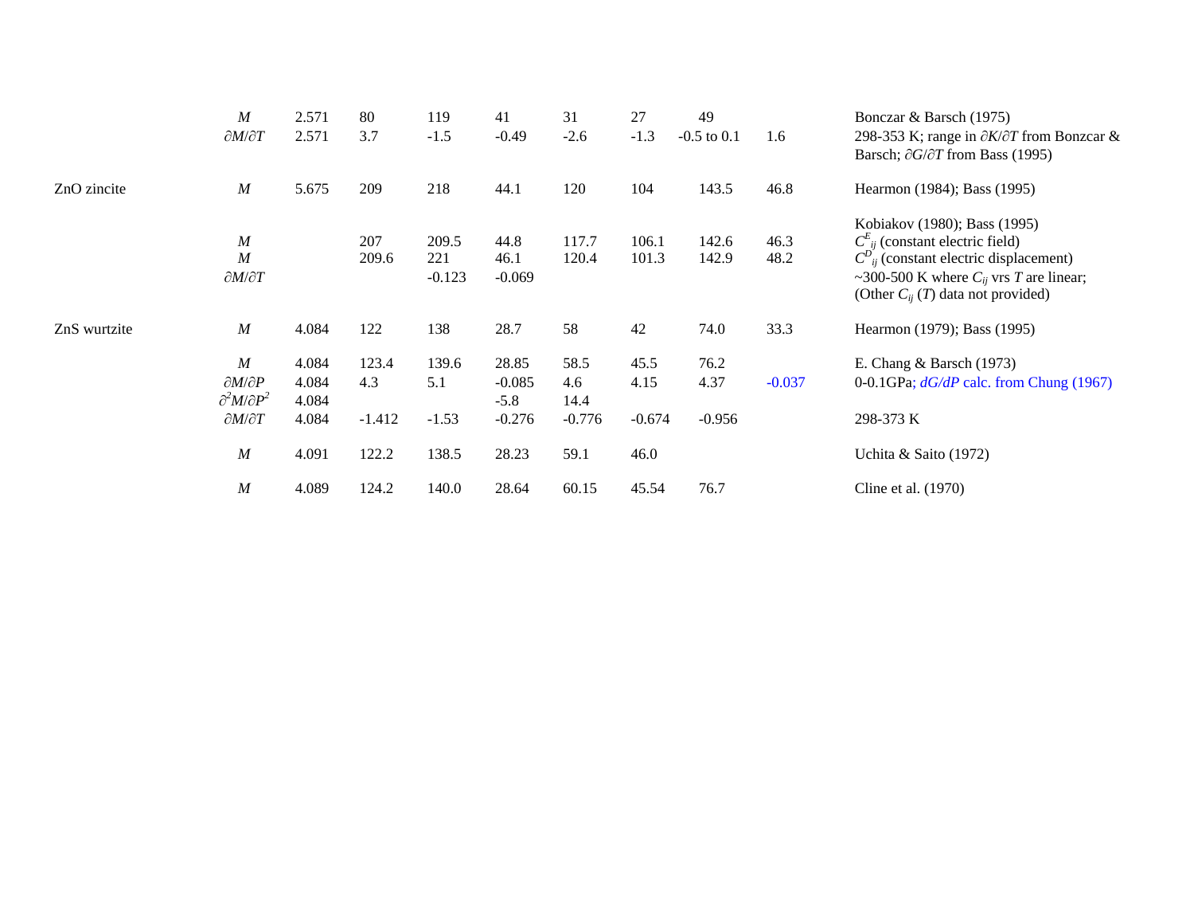| | | | | | | | | | | |
|---|---|---|---|---|---|---|---|---|---|---|
| | $M$ | 2.571 | 80 | 119 | 41 | 31 | 27 | 49 | | Bonczar & Barsch (1975) |
| | $\partial M/\partial T$ | 2.571 | 3.7 | -1.5 | -0.49 | -2.6 | -1.3 | -0.5 to 0.1 | 1.6 | 298-353 K; range in $\partial K/\partial T$ from Bonzcar & Barsch; $\partial G/\partial T$ from Bass (1995) |
| ZnO zincite | $M$ | 5.675 | 209 | 218 | 44.1 | 120 | 104 | 143.5 | 46.8 | Hearmon (1984); Bass (1995) |
| | | | | | | | | | | Kobiakov (1980); Bass (1995) |
| | $M$ | | 207 | 209.5 | 44.8 | 117.7 | 106.1 | 142.6 | 46.3 | $C^E_{ij}$ (constant electric field) |
| | $M$ | | 209.6 | 221 | 46.1 | 120.4 | 101.3 | 142.9 | 48.2 | $C^D_{ij}$ (constant electric displacement) |
| | $\partial M/\partial T$ | | | -0.123 | -0.069 | | | | | ~300-500 K where $C_{ij}$ vrs $T$ are linear; (Other $C_{ij}$ ($T$) data not provided) |
| ZnS wurtzite | $M$ | 4.084 | 122 | 138 | 28.7 | 58 | 42 | 74.0 | 33.3 | Hearmon (1979); Bass (1995) |
| | $M$ | 4.084 | 123.4 | 139.6 | 28.85 | 58.5 | 45.5 | 76.2 | | E. Chang & Barsch (1973) |
| | $\partial M/\partial P$ | 4.084 | 4.3 | 5.1 | -0.085 | 4.6 | 4.15 | 4.37 | -0.037 | 0-0.1GPa; *dG/dP* calc. from Chung (1967) |
| | $\partial^2 M/\partial P^2$ | 4.084 | | | -5.8 | 14.4 | | | | |
| | $\partial M/\partial T$ | 4.084 | -1.412 | -1.53 | -0.276 | -0.776 | -0.674 | -0.956 | | 298-373 K |
| | $M$ | 4.091 | 122.2 | 138.5 | 28.23 | 59.1 | 46.0 | | | Uchita & Saito (1972) |
| | $M$ | 4.089 | 124.2 | 140.0 | 28.64 | 60.15 | 45.54 | 76.7 | | Cline et al. (1970) |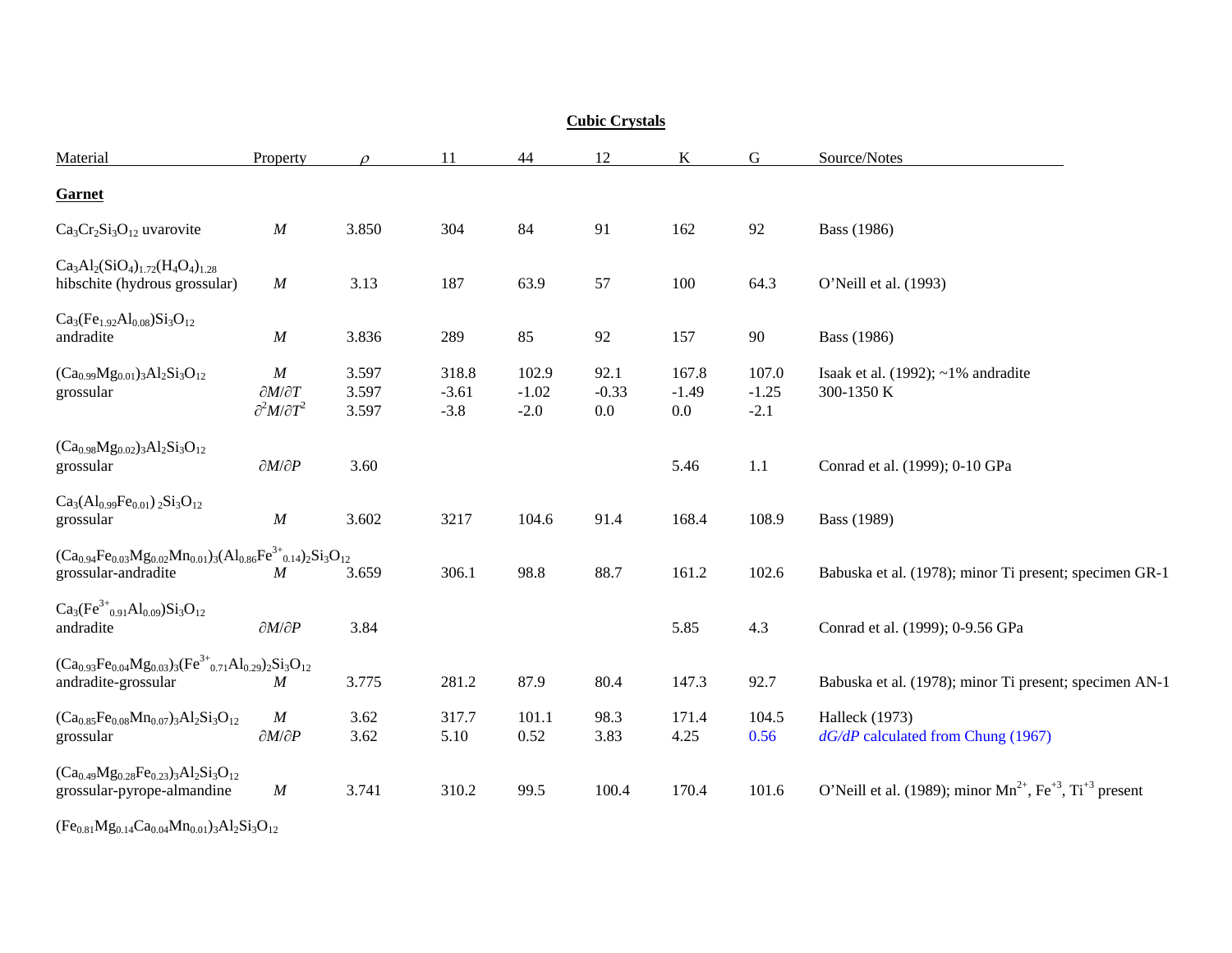## Cubic Crystals

| Material | Property | $\rho$ | 11 | 44 | 12 | K | G | Source/Notes |
|---|---|---|---|---|---|---|---|---|
| **Garnet** | | | | | | | | |
| $Ca_3Cr_2Si_3O_{12}$ uvarovite | $M$ | 3.850 | 304 | 84 | 91 | 162 | 92 | Bass (1986) |
| $Ca_3Al_2(SiO_4)_{1.72}(H_4O_4)_{1.28}$ hibschite (hydrous grossular) | $M$ | 3.13 | 187 | 63.9 | 57 | 100 | 64.3 | O'Neill et al. (1993) |
| $Ca_3(Fe_{1.92}Al_{0.08})Si_3O_{12}$ andradite | $M$ | 3.836 | 289 | 85 | 92 | 157 | 90 | Bass (1986) |
| $(Ca_{0.99}Mg_{0.01})_3Al_2Si_3O_{12}$ grossular | $M$ | 3.597 | 318.8 | 102.9 | 92.1 | 167.8 | 107.0 | Isaak et al. (1992); ~1% andradite |
| | $\partial M/\partial T$ | 3.597 | -3.61 | -1.02 | -0.33 | -1.49 | -1.25 | 300-1350 K |
| | $\partial^2 M/\partial T^2$ | 3.597 | -3.8 | -2.0 | 0.0 | 0.0 | -2.1 | |
| $(Ca_{0.98}Mg_{0.02})_3Al_2Si_3O_{12}$ grossular | $\partial M/\partial P$ | 3.60 | | | | 5.46 | 1.1 | Conrad et al. (1999); 0-10 GPa |
| $Ca_3(Al_{0.99}Fe_{0.01})_2Si_3O_{12}$ grossular | $M$ | 3.602 | 3217 | 104.6 | 91.4 | 168.4 | 108.9 | Bass (1989) |
| $(Ca_{0.94}Fe_{0.03}Mg_{0.02}Mn_{0.01})_3(Al_{0.86}Fe^{3+}_{0.14})_2Si_3O_{12}$ grossular-andradite | $M$ | 3.659 | 306.1 | 98.8 | 88.7 | 161.2 | 102.6 | Babuska et al. (1978); minor Ti present; specimen GR-1 |
| $Ca_3(Fe^{3+}_{0.91}Al_{0.09})Si_3O_{12}$ andradite | $\partial M/\partial P$ | 3.84 | | | | 5.85 | 4.3 | Conrad et al. (1999); 0-9.56 GPa |
| $(Ca_{0.93}Fe_{0.04}Mg_{0.03})_3(Fe^{3+}_{0.71}Al_{0.29})_2Si_3O_{12}$ andradite-grossular | $M$ | 3.775 | 281.2 | 87.9 | 80.4 | 147.3 | 92.7 | Babuska et al. (1978); minor Ti present; specimen AN-1 |
| $(Ca_{0.85}Fe_{0.08}Mn_{0.07})_3Al_2Si_3O_{12}$ grossular | $M$ | 3.62 | 317.7 | 101.1 | 98.3 | 171.4 | 104.5 | Halleck (1973) |
| | $\partial M/\partial P$ | 3.62 | 5.10 | 0.52 | 3.83 | 4.25 | 0.56 | *dG/dP* calculated from Chung (1967) |
| $(Ca_{0.49}Mg_{0.28}Fe_{0.23})_3Al_2Si_3O_{12}$ grossular-pyrope-almandine | $M$ | 3.741 | 310.2 | 99.5 | 100.4 | 170.4 | 101.6 | O'Neill et al. (1989); minor $Mn^{2+}$, $Fe^{+3}$, $Ti^{+3}$ present |
| $(Fe_{0.81}Mg_{0.14}Ca_{0.04}Mn_{0.01})_3Al_2Si_3O_{12}$ | | | | | | | | |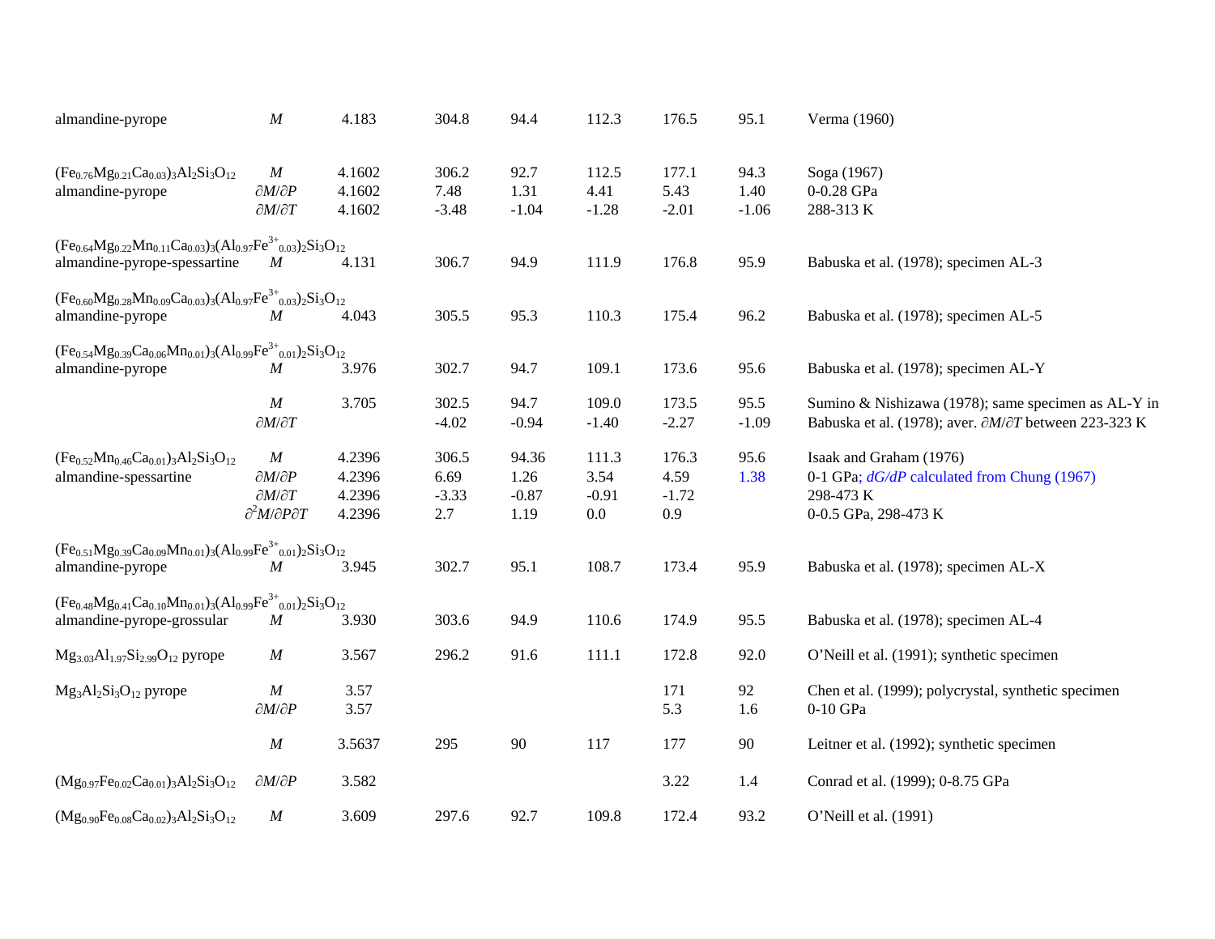| | | | | | | | | |
|---|---|---|---|---|---|---|---|---|
| almandine-pyrope | $M$ | 4.183 | 304.8 | 94.4 | 112.3 | 176.5 | 95.1 | Verma (1960) |
| $(Fe_{0.76}Mg_{0.21}Ca_{0.03})_3Al_2Si_3O_{12}$ | $M$ | 4.1602 | 306.2 | 92.7 | 112.5 | 177.1 | 94.3 | Soga (1967) |
| almandine-pyrope | $\partial M/\partial P$ | 4.1602 | 7.48 | 1.31 | 4.41 | 5.43 | 1.40 | 0-0.28 GPa |
| | $\partial M/\partial T$ | 4.1602 | -3.48 | -1.04 | -1.28 | -2.01 | -1.06 | 288-313 K |
| $(Fe_{0.64}Mg_{0.22}Mn_{0.11}Ca_{0.03})_3(Al_{0.97}Fe^{3+}_{0.03})_2Si_3O_{12}$ | | | | | | | | |
| almandine-pyrope-spessartine | $M$ | 4.131 | 306.7 | 94.9 | 111.9 | 176.8 | 95.9 | Babuska et al. (1978); specimen AL-3 |
| $(Fe_{0.60}Mg_{0.28}Mn_{0.09}Ca_{0.03})_3(Al_{0.97}Fe^{3+}_{0.03})_2Si_3O_{12}$ | | | | | | | | |
| almandine-pyrope | $M$ | 4.043 | 305.5 | 95.3 | 110.3 | 175.4 | 96.2 | Babuska et al. (1978); specimen AL-5 |
| $(Fe_{0.54}Mg_{0.39}Ca_{0.06}Mn_{0.01})_3(Al_{0.99}Fe^{3+}_{0.01})_2Si_3O_{12}$ | | | | | | | | |
| almandine-pyrope | $M$ | 3.976 | 302.7 | 94.7 | 109.1 | 173.6 | 95.6 | Babuska et al. (1978); specimen AL-Y |
| | $M$ | 3.705 | 302.5 | 94.7 | 109.0 | 173.5 | 95.5 | Sumino & Nishizawa (1978); same specimen as AL-Y in |
| | $\partial M/\partial T$ | | -4.02 | -0.94 | -1.40 | -2.27 | -1.09 | Babuska et al. (1978); aver. $\partial M/\partial T$ between 223-323 K |
| $(Fe_{0.52}Mn_{0.46}Ca_{0.01})_3Al_2Si_3O_{12}$ | $M$ | 4.2396 | 306.5 | 94.36 | 111.3 | 176.3 | 95.6 | Isaak and Graham (1976) |
| almandine-spessartine | $\partial M/\partial P$ | 4.2396 | 6.69 | 1.26 | 3.54 | 4.59 | 1.38 | 0-1 GPa; *dG/dP* calculated from Chung (1967) |
| | $\partial M/\partial T$ | 4.2396 | -3.33 | -0.87 | -0.91 | -1.72 | | 298-473 K |
| | $\partial^2 M/\partial P\partial T$ | 4.2396 | 2.7 | 1.19 | 0.0 | 0.9 | | 0-0.5 GPa, 298-473 K |
| $(Fe_{0.51}Mg_{0.39}Ca_{0.09}Mn_{0.01})_3(Al_{0.99}Fe^{3+}_{0.01})_2Si_3O_{12}$ | | | | | | | | |
| almandine-pyrope | $M$ | 3.945 | 302.7 | 95.1 | 108.7 | 173.4 | 95.9 | Babuska et al. (1978); specimen AL-X |
| $(Fe_{0.48}Mg_{0.41}Ca_{0.10}Mn_{0.01})_3(Al_{0.99}Fe^{3+}_{0.01})_2Si_3O_{12}$ | | | | | | | | |
| almandine-pyrope-grossular | $M$ | 3.930 | 303.6 | 94.9 | 110.6 | 174.9 | 95.5 | Babuska et al. (1978); specimen AL-4 |
| $Mg_{3.03}Al_{1.97}Si_{2.99}O_{12}$ pyrope | $M$ | 3.567 | 296.2 | 91.6 | 111.1 | 172.8 | 92.0 | O'Neill et al. (1991); synthetic specimen |
| $Mg_3Al_2Si_3O_{12}$ pyrope | $M$ | 3.57 | | | | 171 | 92 | Chen et al. (1999); polycrystal, synthetic specimen |
| | $\partial M/\partial P$ | 3.57 | | | | 5.3 | 1.6 | 0-10 GPa |
| | $M$ | 3.5637 | 295 | 90 | 117 | 177 | 90 | Leitner et al. (1992); synthetic specimen |
| $(Mg_{0.97}Fe_{0.02}Ca_{0.01})_3Al_2Si_3O_{12}$ | $\partial M/\partial P$ | 3.582 | | | | 3.22 | 1.4 | Conrad et al. (1999); 0-8.75 GPa |
| $(Mg_{0.90}Fe_{0.08}Ca_{0.02})_3Al_2Si_3O_{12}$ | $M$ | 3.609 | 297.6 | 92.7 | 109.8 | 172.4 | 93.2 | O'Neill et al. (1991) |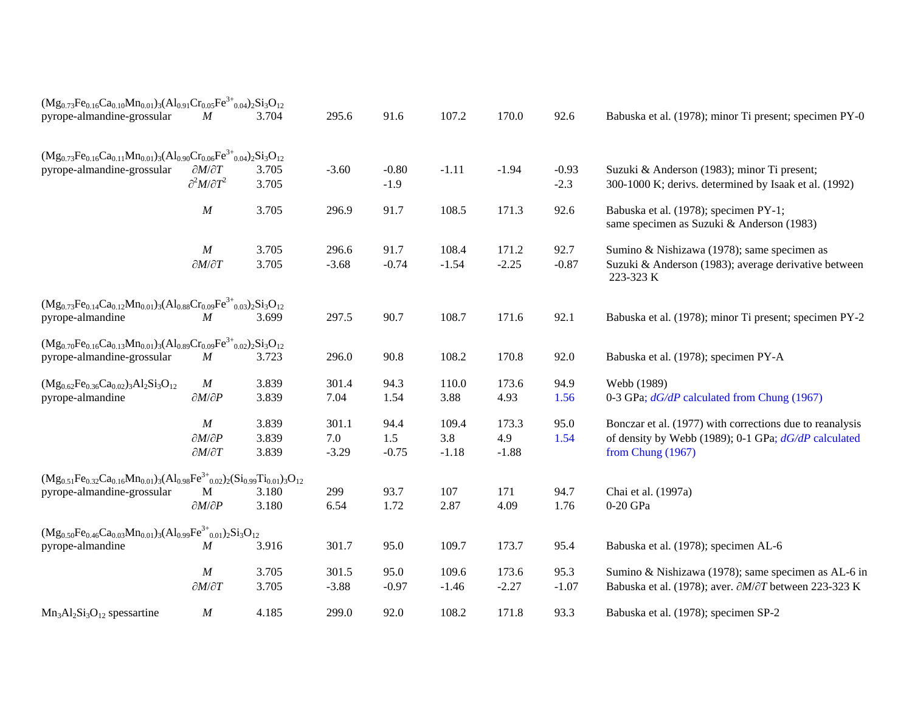| Composition | | ρ | $C_{11}$ | $C_{12}$ | $C_{44}$ | $K_S$ | $G$ | Reference / notes |
|---|---|---|---|---|---|---|---|---|
| $(Mg_{0.73}Fe_{0.16}Ca_{0.10}Mn_{0.01})_3(Al_{0.91}Cr_{0.05}Fe^{3+}{}_{0.04})_2Si_3O_{12}$ | | | | | | | | |
| pyrope-almandine-grossular | *M* | 3.704 | 295.6 | 91.6 | 107.2 | 170.0 | 92.6 | Babuska et al. (1978); minor Ti present; specimen PY-0 |
| $(Mg_{0.73}Fe_{0.16}Ca_{0.11}Mn_{0.01})_3(Al_{0.90}Cr_{0.06}Fe^{3+}{}_{0.04})_2Si_3O_{12}$ | | | | | | | | |
| pyrope-almandine-grossular | $\partial M/\partial T$ | 3.705 | -3.60 | -0.80 | -1.11 | -1.94 | -0.93 | Suzuki & Anderson (1983); minor Ti present; |
| | $\partial^2 M/\partial T^2$ | 3.705 | | -1.9 | | | -2.3 | 300-1000 K; derivs. determined by Isaak et al. (1992) |
| | *M* | 3.705 | 296.9 | 91.7 | 108.5 | 171.3 | 92.6 | Babuska et al. (1978); specimen PY-1; same specimen as Suzuki & Anderson (1983) |
| | *M* | 3.705 | 296.6 | 91.7 | 108.4 | 171.2 | 92.7 | Sumino & Nishizawa (1978); same specimen as |
| | $\partial M/\partial T$ | 3.705 | -3.68 | -0.74 | -1.54 | -2.25 | -0.87 | Suzuki & Anderson (1983); average derivative between 223-323 K |
| $(Mg_{0.73}Fe_{0.14}Ca_{0.12}Mn_{0.01})_3(Al_{0.88}Cr_{0.09}Fe^{3+}{}_{0.03})_2Si_3O_{12}$ | | | | | | | | |
| pyrope-almandine | *M* | 3.699 | 297.5 | 90.7 | 108.7 | 171.6 | 92.1 | Babuska et al. (1978); minor Ti present; specimen PY-2 |
| $(Mg_{0.70}Fe_{0.16}Ca_{0.13}Mn_{0.01})_3(Al_{0.89}Cr_{0.09}Fe^{3+}{}_{0.02})_2Si_3O_{12}$ | | | | | | | | |
| pyrope-almandine-grossular | *M* | 3.723 | 296.0 | 90.8 | 108.2 | 170.8 | 92.0 | Babuska et al. (1978); specimen PY-A |
| $(Mg_{0.62}Fe_{0.36}Ca_{0.02})_3Al_2Si_3O_{12}$ | *M* | 3.839 | 301.4 | 94.3 | 110.0 | 173.6 | 94.9 | Webb (1989) |
| pyrope-almandine | $\partial M/\partial P$ | 3.839 | 7.04 | 1.54 | 3.88 | 4.93 | 1.56 | 0-3 GPa; *dG/dP* calculated from Chung (1967) |
| | *M* | 3.839 | 301.1 | 94.4 | 109.4 | 173.3 | 95.0 | Bonczar et al. (1977) with corrections due to reanalysis |
| | $\partial M/\partial P$ | 3.839 | 7.0 | 1.5 | 3.8 | 4.9 | 1.54 | of density by Webb (1989); 0-1 GPa; *dG/dP* calculated |
| | $\partial M/\partial T$ | 3.839 | -3.29 | -0.75 | -1.18 | -1.88 | | from Chung (1967) |
| $(Mg_{0.51}Fe_{0.32}Ca_{0.16}Mn_{0.01})_3(Al_{0.98}Fe^{3+}{}_{0.02})_2(Si_{0.99}Ti_{0.01})_3O_{12}$ | | | | | | | | |
| pyrope-almandine-grossular | M | 3.180 | 299 | 93.7 | 107 | 171 | 94.7 | Chai et al. (1997a) |
| | $\partial M/\partial P$ | 3.180 | 6.54 | 1.72 | 2.87 | 4.09 | 1.76 | 0-20 GPa |
| $(Mg_{0.50}Fe_{0.46}Ca_{0.03}Mn_{0.01})_3(Al_{0.99}Fe^{3+}{}_{0.01})_2Si_3O_{12}$ | | | | | | | | |
| pyrope-almandine | *M* | 3.916 | 301.7 | 95.0 | 109.7 | 173.7 | 95.4 | Babuska et al. (1978); specimen AL-6 |
| | *M* | 3.705 | 301.5 | 95.0 | 109.6 | 173.6 | 95.3 | Sumino & Nishizawa (1978); same specimen as AL-6 in |
| | $\partial M/\partial T$ | 3.705 | -3.88 | -0.97 | -1.46 | -2.27 | -1.07 | Babuska et al. (1978); aver. $\partial M/\partial T$ between 223-323 K |
| $Mn_3Al_2Si_3O_{12}$ spessartine | *M* | 4.185 | 299.0 | 92.0 | 108.2 | 171.8 | 93.3 | Babuska et al. (1978); specimen SP-2 |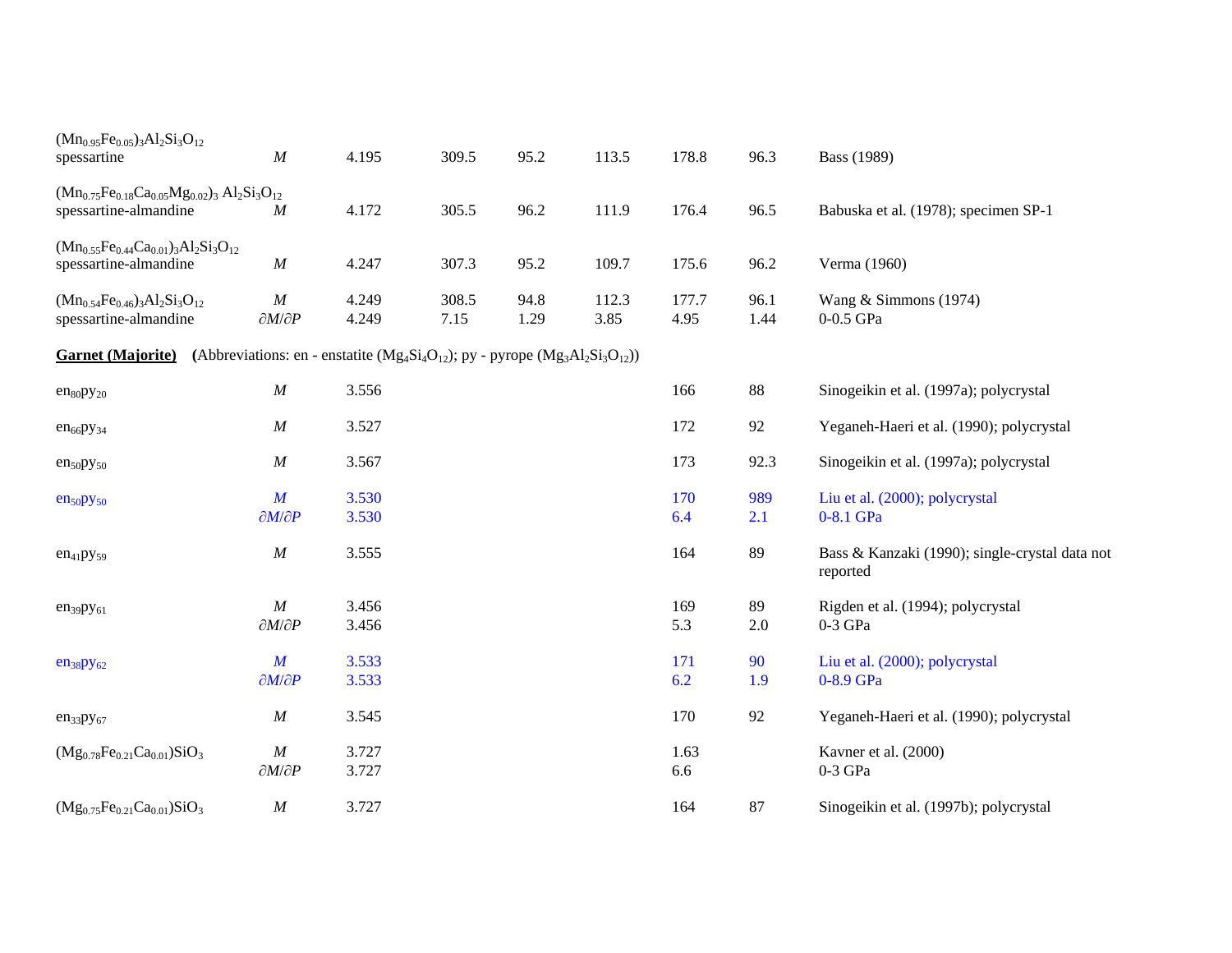| Material | | ρ | | | | | | Reference |
|---|---|---|---|---|---|---|---|---|
| $(Mn_{0.95}Fe_{0.05})_3Al_2Si_3O_{12}$ spessartine | *M* | 4.195 | 309.5 | 95.2 | 113.5 | 178.8 | 96.3 | Bass (1989) |
| $(Mn_{0.75}Fe_{0.18}Ca_{0.05}Mg_{0.02})_3\ Al_2Si_3O_{12}$ spessartine-almandine | *M* | 4.172 | 305.5 | 96.2 | 111.9 | 176.4 | 96.5 | Babuska et al. (1978); specimen SP-1 |
| $(Mn_{0.55}Fe_{0.44}Ca_{0.01})_3Al_2Si_3O_{12}$ spessartine-almandine | *M* | 4.247 | 307.3 | 95.2 | 109.7 | 175.6 | 96.2 | Verma (1960) |
| $(Mn_{0.54}Fe_{0.46})_3Al_2Si_3O_{12}$ | *M* | 4.249 | 308.5 | 94.8 | 112.3 | 177.7 | 96.1 | Wang & Simmons (1974) |
| spessartine-almandine | $\partial M/\partial P$ | 4.249 | 7.15 | 1.29 | 3.85 | 4.95 | 1.44 | 0-0.5 GPa |
| **<u>Garnet (Majorite)</u>** **(**Abbreviations: en - enstatite ($Mg_4Si_4O_{12}$); py - pyrope ($Mg_3Al_2Si_3O_{12}$)) | | | | | | | | |
| $en_{80}py_{20}$ | *M* | 3.556 | | | | 166 | 88 | Sinogeikin et al. (1997a); polycrystal |
| $en_{66}py_{34}$ | *M* | 3.527 | | | | 172 | 92 | Yeganeh-Haeri et al. (1990); polycrystal |
| $en_{50}py_{50}$ | *M* | 3.567 | | | | 173 | 92.3 | Sinogeikin et al. (1997a); polycrystal |
| $en_{50}py_{50}$ | *M* | 3.530 | | | | 170 | 989 | Liu et al. (2000); polycrystal |
| | $\partial M/\partial P$ | 3.530 | | | | 6.4 | 2.1 | 0-8.1 GPa |
| $en_{41}py_{59}$ | *M* | 3.555 | | | | 164 | 89 | Bass & Kanzaki (1990); single-crystal data not reported |
| $en_{39}py_{61}$ | *M* | 3.456 | | | | 169 | 89 | Rigden et al. (1994); polycrystal |
| | $\partial M/\partial P$ | 3.456 | | | | 5.3 | 2.0 | 0-3 GPa |
| $en_{38}py_{62}$ | *M* | 3.533 | | | | 171 | 90 | Liu et al. (2000); polycrystal |
| | $\partial M/\partial P$ | 3.533 | | | | 6.2 | 1.9 | 0-8.9 GPa |
| $en_{33}py_{67}$ | *M* | 3.545 | | | | 170 | 92 | Yeganeh-Haeri et al. (1990); polycrystal |
| $(Mg_{0.78}Fe_{0.21}Ca_{0.01})SiO_3$ | *M* | 3.727 | | | | 1.63 | | Kavner et al. (2000) |
| | $\partial M/\partial P$ | 3.727 | | | | 6.6 | | 0-3 GPa |
| $(Mg_{0.75}Fe_{0.21}Ca_{0.01})SiO_3$ | *M* | 3.727 | | | | 164 | 87 | Sinogeikin et al. (1997b); polycrystal |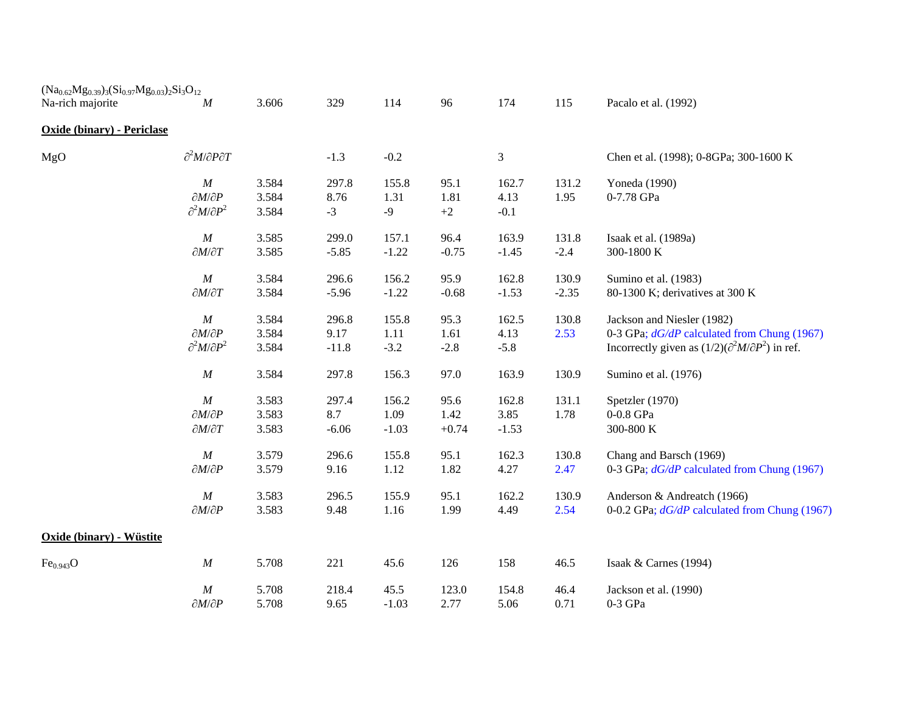| | | | | | | | | |
|---|---|---|---|---|---|---|---|---|
| $(Na_{0.62}Mg_{0.39})_3(Si_{0.97}Mg_{0.03})_2Si_3O_{12}$ Na-rich majorite | $M$ | 3.606 | 329 | 114 | 96 | 174 | 115 | Pacalo et al. (1992) |
| **Oxide (binary) - Periclase** | | | | | | | | |
| MgO | $\partial^2M/\partial P\partial T$ | | -1.3 | -0.2 | | 3 | | Chen et al. (1998); 0-8GPa; 300-1600 K |
| | $M$ | 3.584 | 297.8 | 155.8 | 95.1 | 162.7 | 131.2 | Yoneda (1990) |
| | $\partial M/\partial P$ | 3.584 | 8.76 | 1.31 | 1.81 | 4.13 | 1.95 | 0-7.78 GPa |
| | $\partial^2M/\partial P^2$ | 3.584 | -3 | -9 | +2 | -0.1 | | |
| | $M$ | 3.585 | 299.0 | 157.1 | 96.4 | 163.9 | 131.8 | Isaak et al. (1989a) |
| | $\partial M/\partial T$ | 3.585 | -5.85 | -1.22 | -0.75 | -1.45 | -2.4 | 300-1800 K |
| | $M$ | 3.584 | 296.6 | 156.2 | 95.9 | 162.8 | 130.9 | Sumino et al. (1983) |
| | $\partial M/\partial T$ | 3.584 | -5.96 | -1.22 | -0.68 | -1.53 | -2.35 | 80-1300 K; derivatives at 300 K |
| | $M$ | 3.584 | 296.8 | 155.8 | 95.3 | 162.5 | 130.8 | Jackson and Niesler (1982) |
| | $\partial M/\partial P$ | 3.584 | 9.17 | 1.11 | 1.61 | 4.13 | 2.53 | 0-3 GPa; *dG/dP* calculated from Chung (1967) |
| | $\partial^2M/\partial P^2$ | 3.584 | -11.8 | -3.2 | -2.8 | -5.8 | | Incorrectly given as $(1/2)(\partial^2M/\partial P^2)$ in ref. |
| | $M$ | 3.584 | 297.8 | 156.3 | 97.0 | 163.9 | 130.9 | Sumino et al. (1976) |
| | $M$ | 3.583 | 297.4 | 156.2 | 95.6 | 162.8 | 131.1 | Spetzler (1970) |
| | $\partial M/\partial P$ | 3.583 | 8.7 | 1.09 | 1.42 | 3.85 | 1.78 | 0-0.8 GPa |
| | $\partial M/\partial T$ | 3.583 | -6.06 | -1.03 | +0.74 | -1.53 | | 300-800 K |
| | $M$ | 3.579 | 296.6 | 155.8 | 95.1 | 162.3 | 130.8 | Chang and Barsch (1969) |
| | $\partial M/\partial P$ | 3.579 | 9.16 | 1.12 | 1.82 | 4.27 | 2.47 | 0-3 GPa; *dG/dP* calculated from Chung (1967) |
| | $M$ | 3.583 | 296.5 | 155.9 | 95.1 | 162.2 | 130.9 | Anderson & Andreatch (1966) |
| | $\partial M/\partial P$ | 3.583 | 9.48 | 1.16 | 1.99 | 4.49 | 2.54 | 0-0.2 GPa; *dG/dP* calculated from Chung (1967) |
| **Oxide (binary) - Wüstite** | | | | | | | | |
| $Fe_{0.943}O$ | $M$ | 5.708 | 221 | 45.6 | 126 | 158 | 46.5 | Isaak & Carnes (1994) |
| | $M$ | 5.708 | 218.4 | 45.5 | 123.0 | 154.8 | 46.4 | Jackson et al. (1990) |
| | $\partial M/\partial P$ | 5.708 | 9.65 | -1.03 | 2.77 | 5.06 | 0.71 | 0-3 GPa |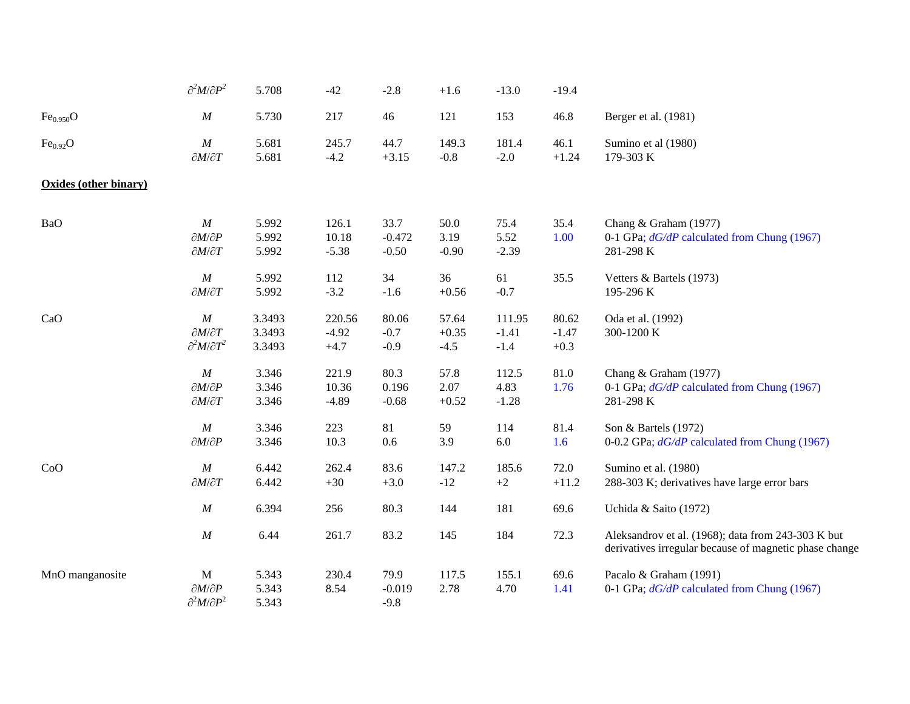| | | | | | | | | |
|---|---|---|---|---|---|---|---|---|
| | $\partial^2 M/\partial P^2$ | 5.708 | -42 | -2.8 | +1.6 | -13.0 | -19.4 | |
| $Fe_{0.950}O$ | $M$ | 5.730 | 217 | 46 | 121 | 153 | 46.8 | Berger et al. (1981) |
| $Fe_{0.92}O$ | $M$ | 5.681 | 245.7 | 44.7 | 149.3 | 181.4 | 46.1 | Sumino et al (1980) |
| | $\partial M/\partial T$ | 5.681 | -4.2 | +3.15 | -0.8 | -2.0 | +1.24 | 179-303 K |
| **Oxides (other binary)** | | | | | | | | |
| BaO | $M$ | 5.992 | 126.1 | 33.7 | 50.0 | 75.4 | 35.4 | Chang & Graham (1977) |
| | $\partial M/\partial P$ | 5.992 | 10.18 | -0.472 | 3.19 | 5.52 | 1.00 | 0-1 GPa; *dG/dP* calculated from Chung (1967) |
| | $\partial M/\partial T$ | 5.992 | -5.38 | -0.50 | -0.90 | -2.39 | | 281-298 K |
| | $M$ | 5.992 | 112 | 34 | 36 | 61 | 35.5 | Vetters & Bartels (1973) |
| | $\partial M/\partial T$ | 5.992 | -3.2 | -1.6 | +0.56 | -0.7 | | 195-296 K |
| CaO | $M$ | 3.3493 | 220.56 | 80.06 | 57.64 | 111.95 | 80.62 | Oda et al. (1992) |
| | $\partial M/\partial T$ | 3.3493 | -4.92 | -0.7 | +0.35 | -1.41 | -1.47 | 300-1200 K |
| | $\partial^2 M/\partial T^2$ | 3.3493 | +4.7 | -0.9 | -4.5 | -1.4 | +0.3 | |
| | $M$ | 3.346 | 221.9 | 80.3 | 57.8 | 112.5 | 81.0 | Chang & Graham (1977) |
| | $\partial M/\partial P$ | 3.346 | 10.36 | 0.196 | 2.07 | 4.83 | 1.76 | 0-1 GPa; *dG/dP* calculated from Chung (1967) |
| | $\partial M/\partial T$ | 3.346 | -4.89 | -0.68 | +0.52 | -1.28 | | 281-298 K |
| | $M$ | 3.346 | 223 | 81 | 59 | 114 | 81.4 | Son & Bartels (1972) |
| | $\partial M/\partial P$ | 3.346 | 10.3 | 0.6 | 3.9 | 6.0 | 1.6 | 0-0.2 GPa; *dG/dP* calculated from Chung (1967) |
| CoO | $M$ | 6.442 | 262.4 | 83.6 | 147.2 | 185.6 | 72.0 | Sumino et al. (1980) |
| | $\partial M/\partial T$ | 6.442 | +30 | +3.0 | -12 | +2 | +11.2 | 288-303 K; derivatives have large error bars |
| | $M$ | 6.394 | 256 | 80.3 | 144 | 181 | 69.6 | Uchida & Saito (1972) |
| | $M$ | 6.44 | 261.7 | 83.2 | 145 | 184 | 72.3 | Aleksandrov et al. (1968); data from 243-303 K but derivatives irregular because of magnetic phase change |
| MnO manganosite | M | 5.343 | 230.4 | 79.9 | 117.5 | 155.1 | 69.6 | Pacalo & Graham (1991) |
| | $\partial M/\partial P$ | 5.343 | 8.54 | -0.019 | 2.78 | 4.70 | 1.41 | 0-1 GPa; *dG/dP* calculated from Chung (1967) |
| | $\partial^2 M/\partial P^2$ | 5.343 | | -9.8 | | | | |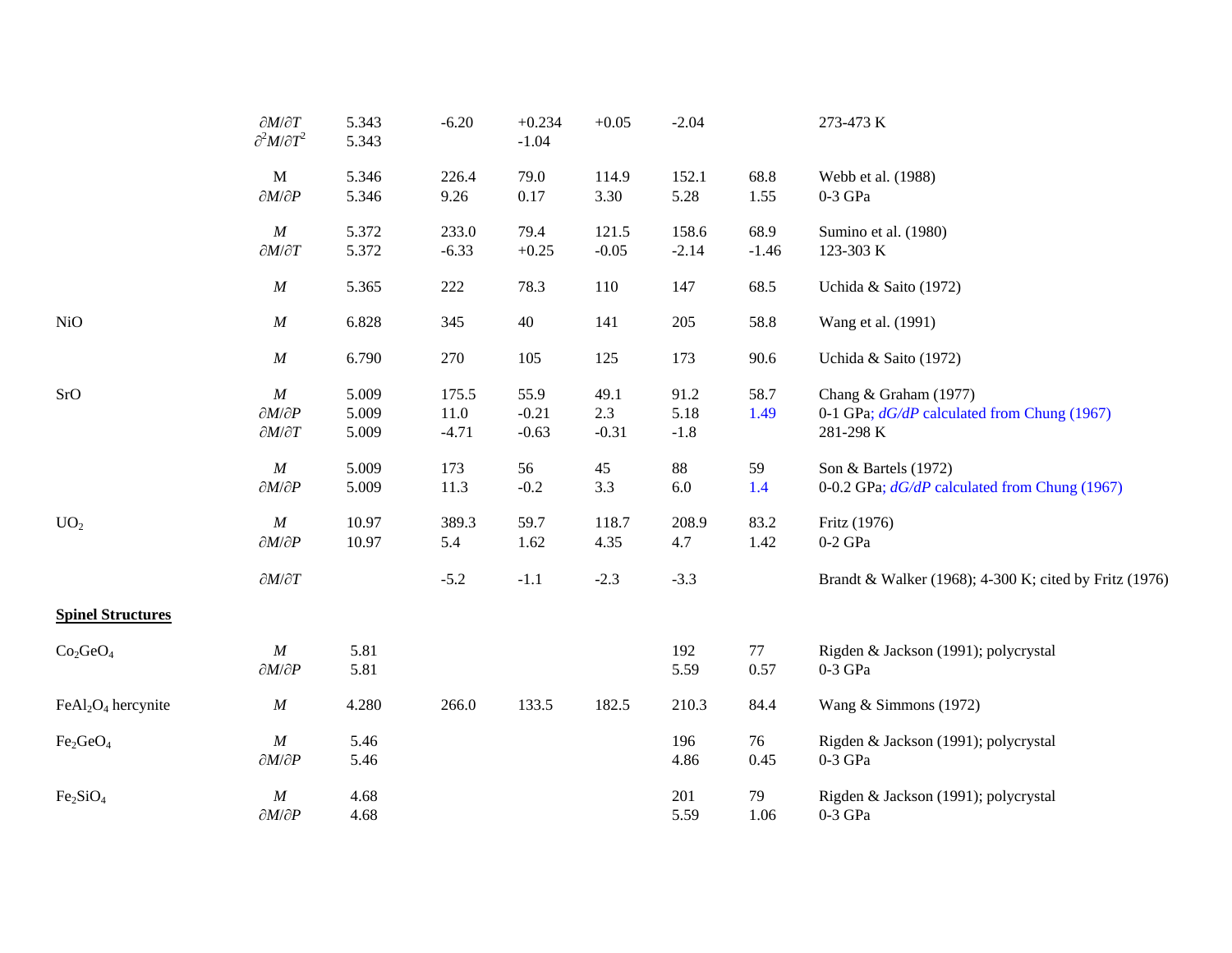| | | | | | | | | |
|---|---|---|---|---|---|---|---|---|
| | $\partial M/\partial T$ | 5.343 | -6.20 | +0.234 | +0.05 | -2.04 | | 273-473 K |
| | $\partial^2 M/\partial T^2$ | 5.343 | | -1.04 | | | | |
| | M | 5.346 | 226.4 | 79.0 | 114.9 | 152.1 | 68.8 | Webb et al. (1988) |
| | $\partial M/\partial P$ | 5.346 | 9.26 | 0.17 | 3.30 | 5.28 | 1.55 | 0-3 GPa |
| | $M$ | 5.372 | 233.0 | 79.4 | 121.5 | 158.6 | 68.9 | Sumino et al. (1980) |
| | $\partial M/\partial T$ | 5.372 | -6.33 | +0.25 | -0.05 | -2.14 | -1.46 | 123-303 K |
| | $M$ | 5.365 | 222 | 78.3 | 110 | 147 | 68.5 | Uchida & Saito (1972) |
| NiO | $M$ | 6.828 | 345 | 40 | 141 | 205 | 58.8 | Wang et al. (1991) |
| | $M$ | 6.790 | 270 | 105 | 125 | 173 | 90.6 | Uchida & Saito (1972) |
| SrO | $M$ | 5.009 | 175.5 | 55.9 | 49.1 | 91.2 | 58.7 | Chang & Graham (1977) |
| | $\partial M/\partial P$ | 5.009 | 11.0 | -0.21 | 2.3 | 5.18 | 1.49 | 0-1 GPa; *dG/dP* calculated from Chung (1967) |
| | $\partial M/\partial T$ | 5.009 | -4.71 | -0.63 | -0.31 | -1.8 | | 281-298 K |
| | $M$ | 5.009 | 173 | 56 | 45 | 88 | 59 | Son & Bartels (1972) |
| | $\partial M/\partial P$ | 5.009 | 11.3 | -0.2 | 3.3 | 6.0 | 1.4 | 0-0.2 GPa; *dG/dP* calculated from Chung (1967) |
| $UO_2$ | $M$ | 10.97 | 389.3 | 59.7 | 118.7 | 208.9 | 83.2 | Fritz (1976) |
| | $\partial M/\partial P$ | 10.97 | 5.4 | 1.62 | 4.35 | 4.7 | 1.42 | 0-2 GPa |
| | $\partial M/\partial T$ | | -5.2 | -1.1 | -2.3 | -3.3 | | Brandt & Walker (1968); 4-300 K; cited by Fritz (1976) |
| **Spinel Structures** | | | | | | | | |
| $Co_2GeO_4$ | $M$ | 5.81 | | | | 192 | 77 | Rigden & Jackson (1991); polycrystal |
| | $\partial M/\partial P$ | 5.81 | | | | 5.59 | 0.57 | 0-3 GPa |
| $FeAl_2O_4$ hercynite | $M$ | 4.280 | 266.0 | 133.5 | 182.5 | 210.3 | 84.4 | Wang & Simmons (1972) |
| $Fe_2GeO_4$ | $M$ | 5.46 | | | | 196 | 76 | Rigden & Jackson (1991); polycrystal |
| | $\partial M/\partial P$ | 5.46 | | | | 4.86 | 0.45 | 0-3 GPa |
| $Fe_2SiO_4$ | $M$ | 4.68 | | | | 201 | 79 | Rigden & Jackson (1991); polycrystal |
| | $\partial M/\partial P$ | 4.68 | | | | 5.59 | 1.06 | 0-3 GPa |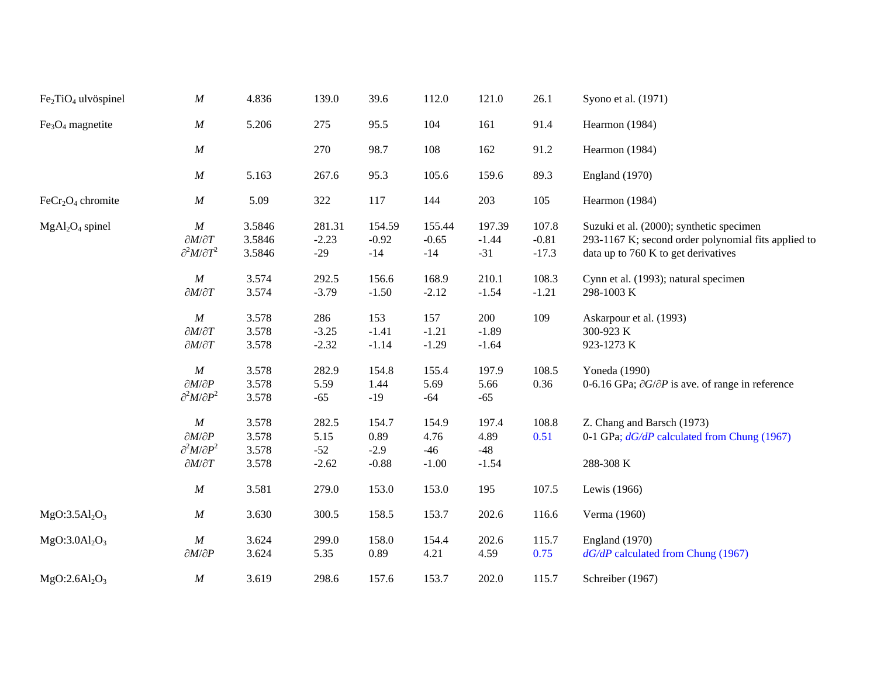| | | | | | | | | |
|---|---|---|---|---|---|---|---|---|
| $Fe_2TiO_4$ ulvöspinel | $M$ | 4.836 | 139.0 | 39.6 | 112.0 | 121.0 | 26.1 | Syono et al. (1971) |
| $Fe_3O_4$ magnetite | $M$ | 5.206 | 275 | 95.5 | 104 | 161 | 91.4 | Hearmon (1984) |
| | $M$ | | 270 | 98.7 | 108 | 162 | 91.2 | Hearmon (1984) |
| | $M$ | 5.163 | 267.6 | 95.3 | 105.6 | 159.6 | 89.3 | England (1970) |
| $FeCr_2O_4$ chromite | $M$ | 5.09 | 322 | 117 | 144 | 203 | 105 | Hearmon (1984) |
| $MgAl_2O_4$ spinel | $M$ | 3.5846 | 281.31 | 154.59 | 155.44 | 197.39 | 107.8 | Suzuki et al. (2000); synthetic specimen |
| | $\partial M/\partial T$ | 3.5846 | -2.23 | -0.92 | -0.65 | -1.44 | -0.81 | 293-1167 K; second order polynomial fits applied to |
| | $\partial^2 M/\partial T^2$ | 3.5846 | -29 | -14 | -14 | -31 | -17.3 | data up to 760 K to get derivatives |
| | $M$ | 3.574 | 292.5 | 156.6 | 168.9 | 210.1 | 108.3 | Cynn et al. (1993); natural specimen |
| | $\partial M/\partial T$ | 3.574 | -3.79 | -1.50 | -2.12 | -1.54 | -1.21 | 298-1003 K |
| | $M$ | 3.578 | 286 | 153 | 157 | 200 | 109 | Askarpour et al. (1993) |
| | $\partial M/\partial T$ | 3.578 | -3.25 | -1.41 | -1.21 | -1.89 | | 300-923 K |
| | $\partial M/\partial T$ | 3.578 | -2.32 | -1.14 | -1.29 | -1.64 | | 923-1273 K |
| | $M$ | 3.578 | 282.9 | 154.8 | 155.4 | 197.9 | 108.5 | Yoneda (1990) |
| | $\partial M/\partial P$ | 3.578 | 5.59 | 1.44 | 5.69 | 5.66 | 0.36 | 0-6.16 GPa; $\partial G/\partial P$ is ave. of range in reference |
| | $\partial^2 M/\partial P^2$ | 3.578 | -65 | -19 | -64 | -65 | | |
| | $M$ | 3.578 | 282.5 | 154.7 | 154.9 | 197.4 | 108.8 | Z. Chang and Barsch (1973) |
| | $\partial M/\partial P$ | 3.578 | 5.15 | 0.89 | 4.76 | 4.89 | 0.51 | 0-1 GPa; *dG/dP* calculated from Chung (1967) |
| | $\partial^2 M/\partial P^2$ | 3.578 | -52 | -2.9 | -46 | -48 | | |
| | $\partial M/\partial T$ | 3.578 | -2.62 | -0.88 | -1.00 | -1.54 | | 288-308 K |
| | $M$ | 3.581 | 279.0 | 153.0 | 153.0 | 195 | 107.5 | Lewis (1966) |
| $MgO$:3.5$Al_2O_3$ | $M$ | 3.630 | 300.5 | 158.5 | 153.7 | 202.6 | 116.6 | Verma (1960) |
| $MgO$:3.0$Al_2O_3$ | $M$ | 3.624 | 299.0 | 158.0 | 154.4 | 202.6 | 115.7 | England (1970) |
| | $\partial M/\partial P$ | 3.624 | 5.35 | 0.89 | 4.21 | 4.59 | 0.75 | *dG/dP* calculated from Chung (1967) |
| $MgO$:2.6$Al_2O_3$ | $M$ | 3.619 | 298.6 | 157.6 | 153.7 | 202.0 | 115.7 | Schreiber (1967) |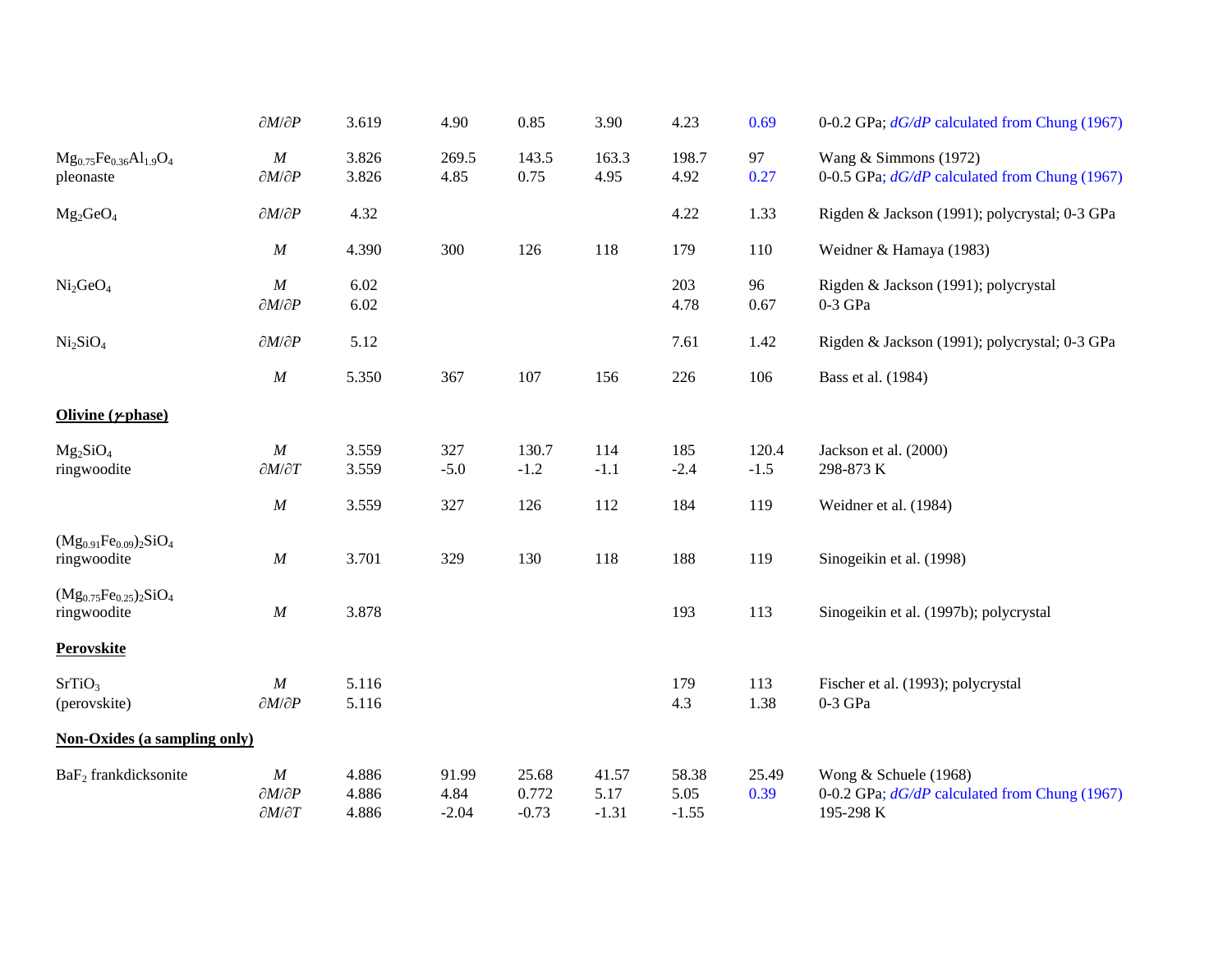| | | | | | | | | |
|---|---|---|---|---|---|---|---|---|
| | $\partial M/\partial P$ | 3.619 | 4.90 | 0.85 | 3.90 | 4.23 | 0.69 | 0-0.2 GPa; *dG/dP* calculated from Chung (1967) |
| $Mg_{0.75}Fe_{0.36}Al_{1.9}O_4$ pleonaste | $M$ | 3.826 | 269.5 | 143.5 | 163.3 | 198.7 | 97 | Wang & Simmons (1972) |
| | $\partial M/\partial P$ | 3.826 | 4.85 | 0.75 | 4.95 | 4.92 | 0.27 | 0-0.5 GPa; *dG/dP* calculated from Chung (1967) |
| $Mg_2GeO_4$ | $\partial M/\partial P$ | 4.32 | | | | 4.22 | 1.33 | Rigden & Jackson (1991); polycrystal; 0-3 GPa |
| | $M$ | 4.390 | 300 | 126 | 118 | 179 | 110 | Weidner & Hamaya (1983) |
| $Ni_2GeO_4$ | $M$ | 6.02 | | | | 203 | 96 | Rigden & Jackson (1991); polycrystal |
| | $\partial M/\partial P$ | 6.02 | | | | 4.78 | 0.67 | 0-3 GPa |
| $Ni_2SiO_4$ | $\partial M/\partial P$ | 5.12 | | | | 7.61 | 1.42 | Rigden & Jackson (1991); polycrystal; 0-3 GPa |
| | $M$ | 5.350 | 367 | 107 | 156 | 226 | 106 | Bass et al. (1984) |
| **Olivine ($\gamma$-phase)** | | | | | | | | |
| $Mg_2SiO_4$ ringwoodite | $M$ | 3.559 | 327 | 130.7 | 114 | 185 | 120.4 | Jackson et al. (2000) |
| | $\partial M/\partial T$ | 3.559 | -5.0 | -1.2 | -1.1 | -2.4 | -1.5 | 298-873 K |
| | $M$ | 3.559 | 327 | 126 | 112 | 184 | 119 | Weidner et al. (1984) |
| $(Mg_{0.91}Fe_{0.09})_2SiO_4$ ringwoodite | $M$ | 3.701 | 329 | 130 | 118 | 188 | 119 | Sinogeikin et al. (1998) |
| $(Mg_{0.75}Fe_{0.25})_2SiO_4$ ringwoodite | $M$ | 3.878 | | | | 193 | 113 | Sinogeikin et al. (1997b); polycrystal |
| **Perovskite** | | | | | | | | |
| $SrTiO_3$ (perovskite) | $M$ | 5.116 | | | | 179 | 113 | Fischer et al. (1993); polycrystal |
| | $\partial M/\partial P$ | 5.116 | | | | 4.3 | 1.38 | 0-3 GPa |
| **Non-Oxides (a sampling only)** | | | | | | | | |
| $BaF_2$ frankdicksonite | $M$ | 4.886 | 91.99 | 25.68 | 41.57 | 58.38 | 25.49 | Wong & Schuele (1968) |
| | $\partial M/\partial P$ | 4.886 | 4.84 | 0.772 | 5.17 | 5.05 | 0.39 | 0-0.2 GPa; *dG/dP* calculated from Chung (1967) |
| | $\partial M/\partial T$ | 4.886 | -2.04 | -0.73 | -1.31 | -1.55 | | 195-298 K |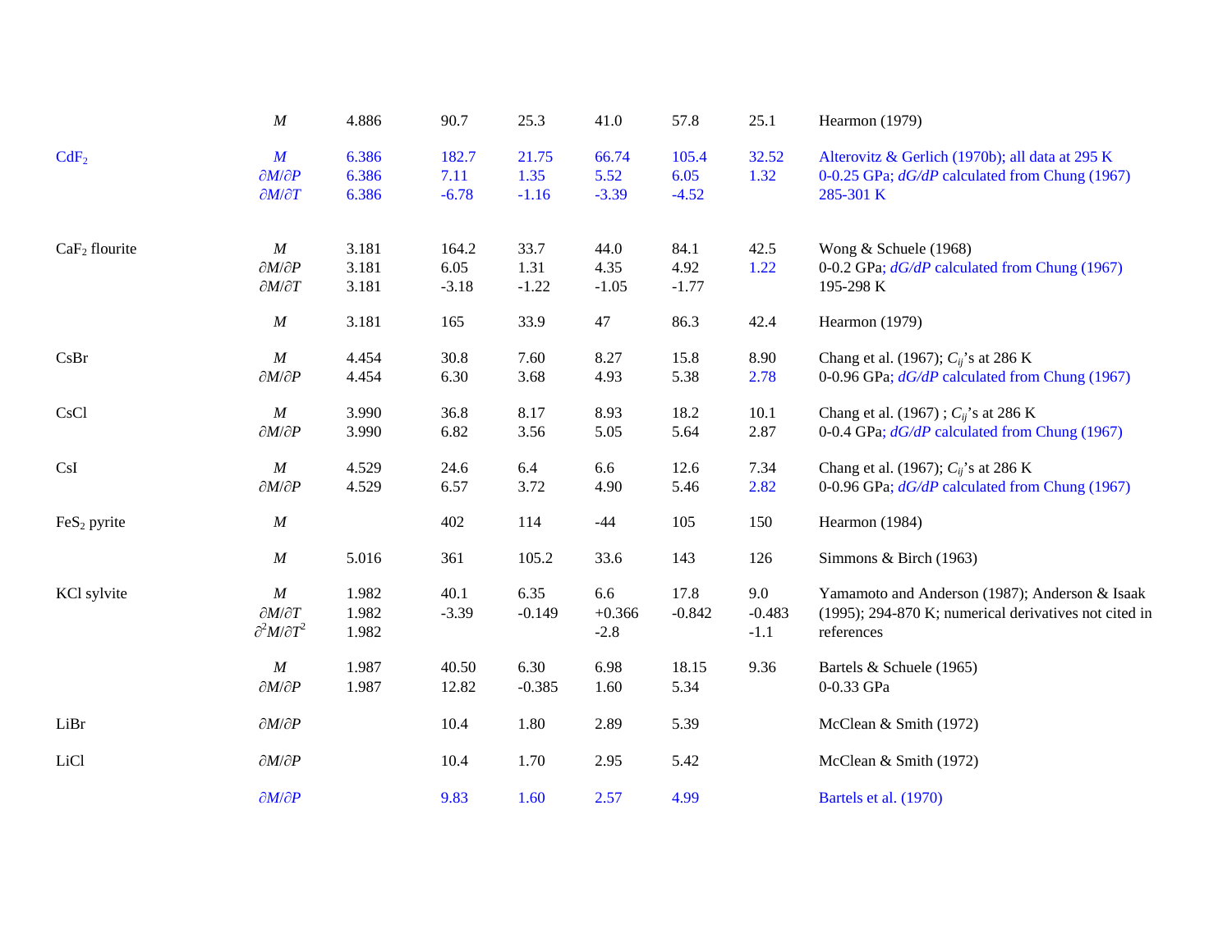| | | | | | | | | |
|---|---|---|---|---|---|---|---|---|
| | $M$ | 4.886 | 90.7 | 25.3 | 41.0 | 57.8 | 25.1 | Hearmon (1979) |
| $CdF_2$ | $M$ | 6.386 | 182.7 | 21.75 | 66.74 | 105.4 | 32.52 | Alterovitz & Gerlich (1970b); all data at 295 K |
| | $\partial M/\partial P$ | 6.386 | 7.11 | 1.35 | 5.52 | 6.05 | 1.32 | 0-0.25 GPa; *dG/dP* calculated from Chung (1967) |
| | $\partial M/\partial T$ | 6.386 | -6.78 | -1.16 | -3.39 | -4.52 | | 285-301 K |
| $CaF_2$ flourite | $M$ | 3.181 | 164.2 | 33.7 | 44.0 | 84.1 | 42.5 | Wong & Schuele (1968) |
| | $\partial M/\partial P$ | 3.181 | 6.05 | 1.31 | 4.35 | 4.92 | 1.22 | 0-0.2 GPa; *dG/dP* calculated from Chung (1967) |
| | $\partial M/\partial T$ | 3.181 | -3.18 | -1.22 | -1.05 | -1.77 | | 195-298 K |
| | $M$ | 3.181 | 165 | 33.9 | 47 | 86.3 | 42.4 | Hearmon (1979) |
| CsBr | $M$ | 4.454 | 30.8 | 7.60 | 8.27 | 15.8 | 8.90 | Chang et al. (1967); $C_{ij}$'s at 286 K |
| | $\partial M/\partial P$ | 4.454 | 6.30 | 3.68 | 4.93 | 5.38 | 2.78 | 0-0.96 GPa; *dG/dP* calculated from Chung (1967) |
| CsCl | $M$ | 3.990 | 36.8 | 8.17 | 8.93 | 18.2 | 10.1 | Chang et al. (1967) ; $C_{ij}$'s at 286 K |
| | $\partial M/\partial P$ | 3.990 | 6.82 | 3.56 | 5.05 | 5.64 | 2.87 | 0-0.4 GPa; *dG/dP* calculated from Chung (1967) |
| CsI | $M$ | 4.529 | 24.6 | 6.4 | 6.6 | 12.6 | 7.34 | Chang et al. (1967); $C_{ij}$'s at 286 K |
| | $\partial M/\partial P$ | 4.529 | 6.57 | 3.72 | 4.90 | 5.46 | 2.82 | 0-0.96 GPa; *dG/dP* calculated from Chung (1967) |
| $FeS_2$ pyrite | $M$ | | 402 | 114 | -44 | 105 | 150 | Hearmon (1984) |
| | $M$ | 5.016 | 361 | 105.2 | 33.6 | 143 | 126 | Simmons & Birch (1963) |
| KCl sylvite | $M$ | 1.982 | 40.1 | 6.35 | 6.6 | 17.8 | 9.0 | Yamamoto and Anderson (1987); Anderson & Isaak (1995); 294-870 K; numerical derivatives not cited in references |
| | $\partial M/\partial T$ | 1.982 | -3.39 | -0.149 | +0.366 | -0.842 | -0.483 | |
| | $\partial^2 M/\partial T^2$ | 1.982 | | | -2.8 | | -1.1 | |
| | $M$ | 1.987 | 40.50 | 6.30 | 6.98 | 18.15 | 9.36 | Bartels & Schuele (1965) |
| | $\partial M/\partial P$ | 1.987 | 12.82 | -0.385 | 1.60 | 5.34 | | 0-0.33 GPa |
| LiBr | $\partial M/\partial P$ | | 10.4 | 1.80 | 2.89 | 5.39 | | McClean & Smith (1972) |
| LiCl | $\partial M/\partial P$ | | 10.4 | 1.70 | 2.95 | 5.42 | | McClean & Smith (1972) |
| | $\partial M/\partial P$ | | 9.83 | 1.60 | 2.57 | 4.99 | | Bartels et al. (1970) |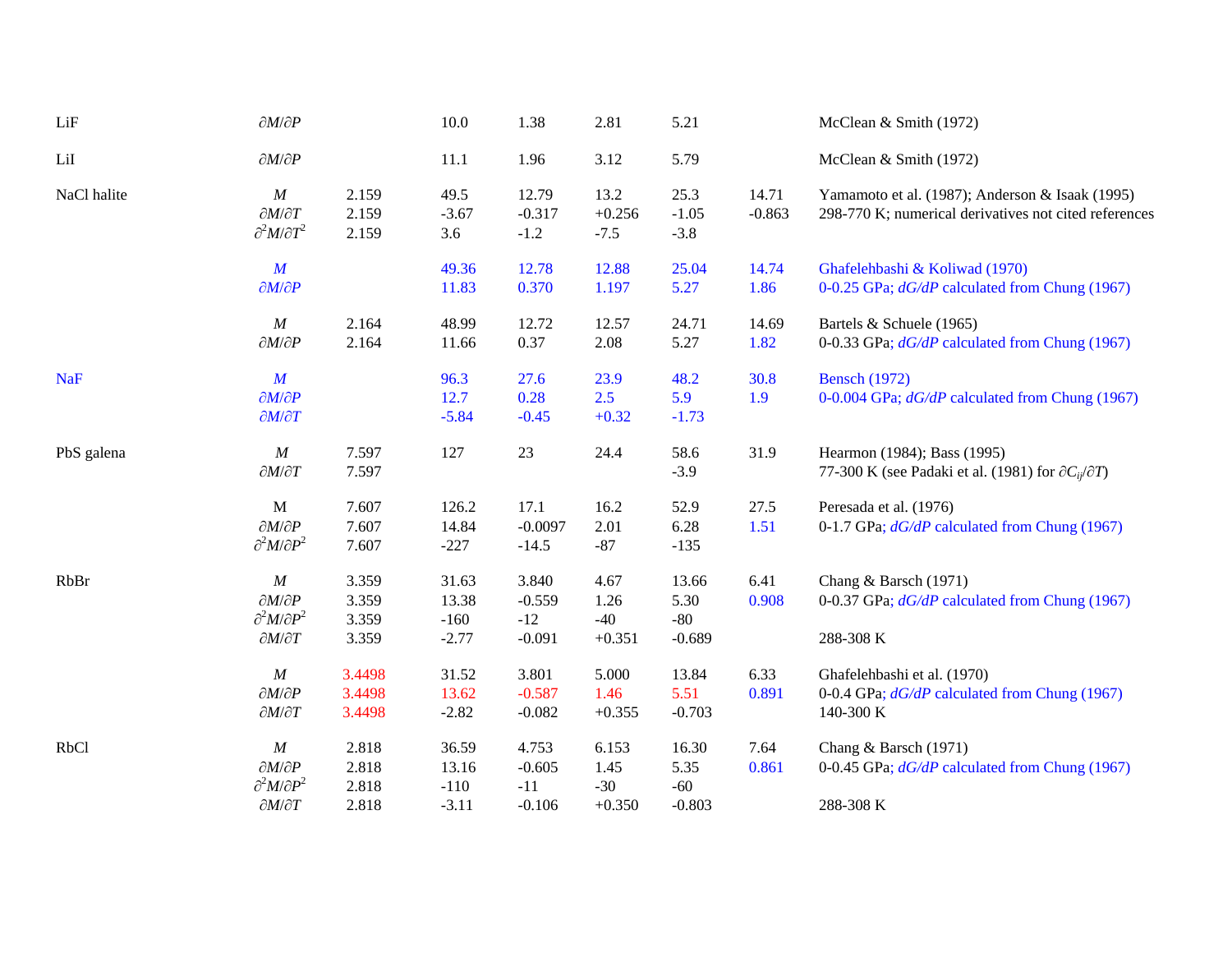| | | | | | | | | |
|---|---|---|---|---|---|---|---|---|
| LiF | $\partial M/\partial P$ | | 10.0 | 1.38 | 2.81 | 5.21 | | McClean & Smith (1972) |
| LiI | $\partial M/\partial P$ | | 11.1 | 1.96 | 3.12 | 5.79 | | McClean & Smith (1972) |
| NaCl halite | $M$ | 2.159 | 49.5 | 12.79 | 13.2 | 25.3 | 14.71 | Yamamoto et al. (1987); Anderson & Isaak (1995) |
| | $\partial M/\partial T$ | 2.159 | -3.67 | -0.317 | +0.256 | -1.05 | -0.863 | 298-770 K; numerical derivatives not cited references |
| | $\partial^2 M/\partial T^2$ | 2.159 | 3.6 | -1.2 | -7.5 | -3.8 | | |
| | $M$ | | 49.36 | 12.78 | 12.88 | 25.04 | 14.74 | Ghafelehbashi & Koliwad (1970) |
| | $\partial M/\partial P$ | | 11.83 | 0.370 | 1.197 | 5.27 | 1.86 | 0-0.25 GPa; *dG/dP* calculated from Chung (1967) |
| | $M$ | 2.164 | 48.99 | 12.72 | 12.57 | 24.71 | 14.69 | Bartels & Schuele (1965) |
| | $\partial M/\partial P$ | 2.164 | 11.66 | 0.37 | 2.08 | 5.27 | 1.82 | 0-0.33 GPa; *dG/dP* calculated from Chung (1967) |
| NaF | $M$ | | 96.3 | 27.6 | 23.9 | 48.2 | 30.8 | Bensch (1972) |
| | $\partial M/\partial P$ | | 12.7 | 0.28 | 2.5 | 5.9 | 1.9 | 0-0.004 GPa; *dG/dP* calculated from Chung (1967) |
| | $\partial M/\partial T$ | | -5.84 | -0.45 | +0.32 | -1.73 | | |
| PbS galena | $M$ | 7.597 | 127 | 23 | 24.4 | 58.6 | 31.9 | Hearmon (1984); Bass (1995) |
| | $\partial M/\partial T$ | 7.597 | | | | -3.9 | | 77-300 K (see Padaki et al. (1981) for $\partial C_{ij}/\partial T$) |
| | M | 7.607 | 126.2 | 17.1 | 16.2 | 52.9 | 27.5 | Peresada et al. (1976) |
| | $\partial M/\partial P$ | 7.607 | 14.84 | -0.0097 | 2.01 | 6.28 | 1.51 | 0-1.7 GPa; *dG/dP* calculated from Chung (1967) |
| | $\partial^2 M/\partial P^2$ | 7.607 | -227 | -14.5 | -87 | -135 | | |
| RbBr | $M$ | 3.359 | 31.63 | 3.840 | 4.67 | 13.66 | 6.41 | Chang & Barsch (1971) |
| | $\partial M/\partial P$ | 3.359 | 13.38 | -0.559 | 1.26 | 5.30 | 0.908 | 0-0.37 GPa; *dG/dP* calculated from Chung (1967) |
| | $\partial^2 M/\partial P^2$ | 3.359 | -160 | -12 | -40 | -80 | | |
| | $\partial M/\partial T$ | 3.359 | -2.77 | -0.091 | +0.351 | -0.689 | | 288-308 K |
| | $M$ | 3.4498 | 31.52 | 3.801 | 5.000 | 13.84 | 6.33 | Ghafelehbashi et al. (1970) |
| | $\partial M/\partial P$ | 3.4498 | 13.62 | -0.587 | 1.46 | 5.51 | 0.891 | 0-0.4 GPa; *dG/dP* calculated from Chung (1967) |
| | $\partial M/\partial T$ | 3.4498 | -2.82 | -0.082 | +0.355 | -0.703 | | 140-300 K |
| RbCl | $M$ | 2.818 | 36.59 | 4.753 | 6.153 | 16.30 | 7.64 | Chang & Barsch (1971) |
| | $\partial M/\partial P$ | 2.818 | 13.16 | -0.605 | 1.45 | 5.35 | 0.861 | 0-0.45 GPa; *dG/dP* calculated from Chung (1967) |
| | $\partial^2 M/\partial P^2$ | 2.818 | -110 | -11 | -30 | -60 | | |
| | $\partial M/\partial T$ | 2.818 | -3.11 | -0.106 | +0.350 | -0.803 | | 288-308 K |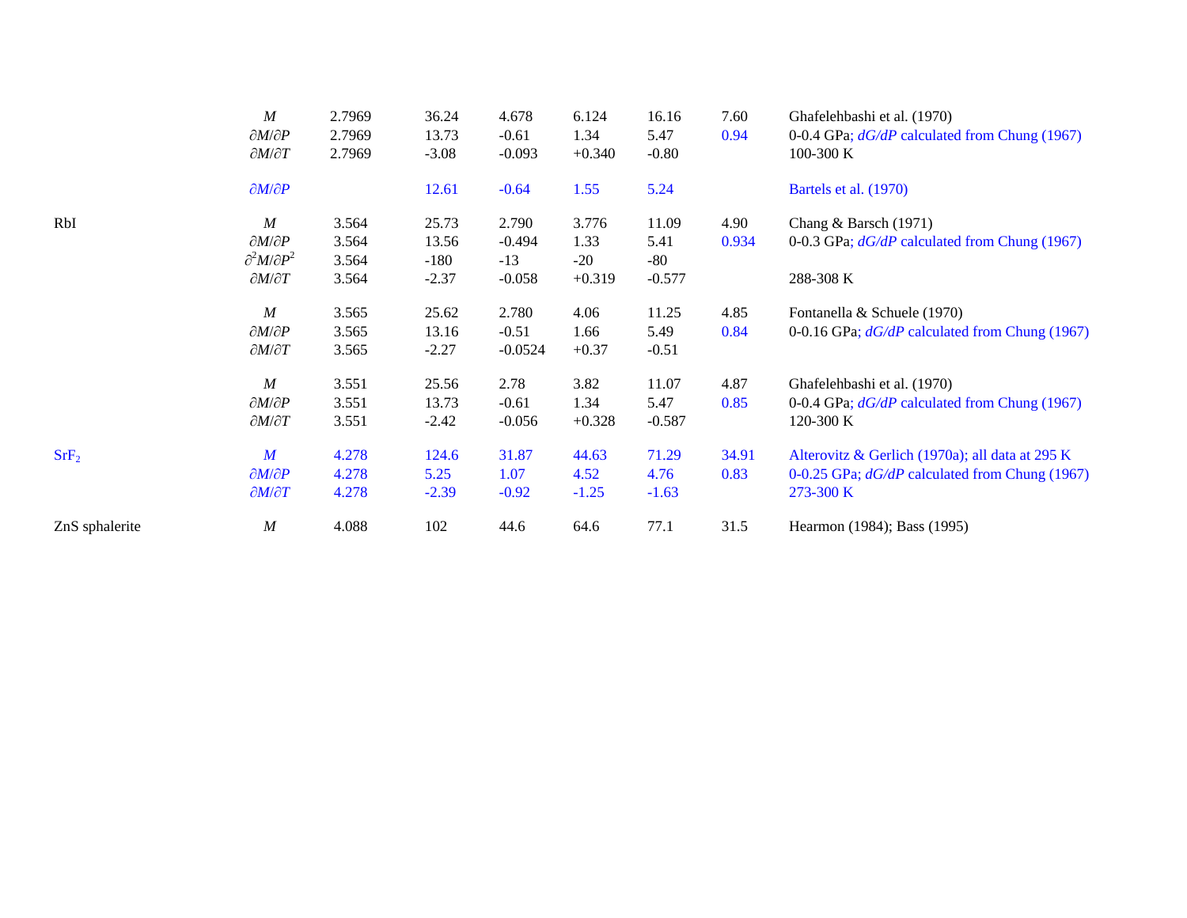| | | | | | | | | |
|---|---|---|---|---|---|---|---|---|
| | $M$ | 2.7969 | 36.24 | 4.678 | 6.124 | 16.16 | 7.60 | Ghafelehbashi et al. (1970) |
| | $\partial M/\partial P$ | 2.7969 | 13.73 | -0.61 | 1.34 | 5.47 | 0.94 | 0-0.4 GPa; *dG/dP* calculated from Chung (1967) |
| | $\partial M/\partial T$ | 2.7969 | -3.08 | -0.093 | +0.340 | -0.80 | | 100-300 K |
| | $\partial M/\partial P$ | | 12.61 | -0.64 | 1.55 | 5.24 | | Bartels et al. (1970) |
| RbI | $M$ | 3.564 | 25.73 | 2.790 | 3.776 | 11.09 | 4.90 | Chang & Barsch (1971) |
| | $\partial M/\partial P$ | 3.564 | 13.56 | -0.494 | 1.33 | 5.41 | 0.934 | 0-0.3 GPa; *dG/dP* calculated from Chung (1967) |
| | $\partial^2 M/\partial P^2$ | 3.564 | -180 | -13 | -20 | -80 | | |
| | $\partial M/\partial T$ | 3.564 | -2.37 | -0.058 | +0.319 | -0.577 | | 288-308 K |
| | $M$ | 3.565 | 25.62 | 2.780 | 4.06 | 11.25 | 4.85 | Fontanella & Schuele (1970) |
| | $\partial M/\partial P$ | 3.565 | 13.16 | -0.51 | 1.66 | 5.49 | 0.84 | 0-0.16 GPa; *dG/dP* calculated from Chung (1967) |
| | $\partial M/\partial T$ | 3.565 | -2.27 | -0.0524 | +0.37 | -0.51 | | |
| | $M$ | 3.551 | 25.56 | 2.78 | 3.82 | 11.07 | 4.87 | Ghafelehbashi et al. (1970) |
| | $\partial M/\partial P$ | 3.551 | 13.73 | -0.61 | 1.34 | 5.47 | 0.85 | 0-0.4 GPa; *dG/dP* calculated from Chung (1967) |
| | $\partial M/\partial T$ | 3.551 | -2.42 | -0.056 | +0.328 | -0.587 | | 120-300 K |
| $SrF_2$ | $M$ | 4.278 | 124.6 | 31.87 | 44.63 | 71.29 | 34.91 | Alterovitz & Gerlich (1970a); all data at 295 K |
| | $\partial M/\partial P$ | 4.278 | 5.25 | 1.07 | 4.52 | 4.76 | 0.83 | 0-0.25 GPa; *dG/dP* calculated from Chung (1967) |
| | $\partial M/\partial T$ | 4.278 | -2.39 | -0.92 | -1.25 | -1.63 | | 273-300 K |
| ZnS sphalerite | $M$ | 4.088 | 102 | 44.6 | 64.6 | 77.1 | 31.5 | Hearmon (1984); Bass (1995) |